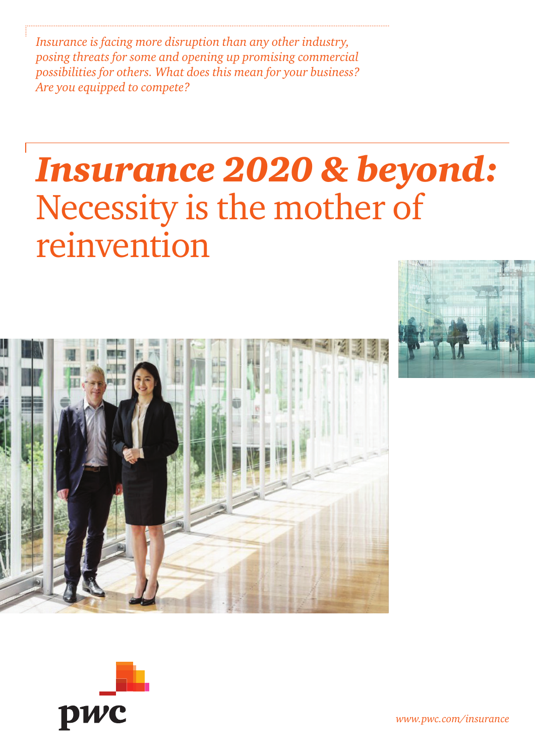*Insurance is facing more disruption than any other industry, posing threats for some and opening up promising commercial possibilities for others. What does this mean for your business? Are you equipped to compete?*

# *Insurance 2020 & beyond:* Necessity is the mother of reinvention

www.pwc.com/insurance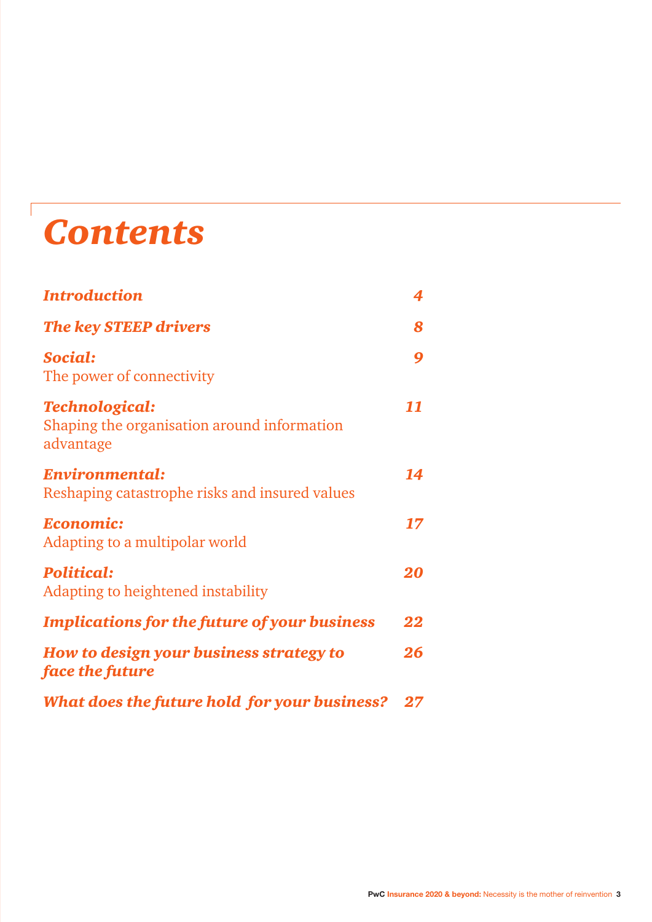# Contents

| | |
|---|---|
| ***Introduction*** | ***4*** |
| ***The key STEEP drivers*** | ***8*** |
| ***Social:*** The power of connectivity | ***9*** |
| ***Technological:*** Shaping the organisation around information advantage | ***11*** |
| ***Environmental:*** Reshaping catastrophe risks and insured values | ***14*** |
| ***Economic:*** Adapting to a multipolar world | ***17*** |
| ***Political:*** Adapting to heightened instability | ***20*** |
| ***Implications for the future of your business*** | ***22*** |
| ***How to design your business strategy to face the future*** | ***26*** |
| ***What does the future hold for your business?*** | ***27*** |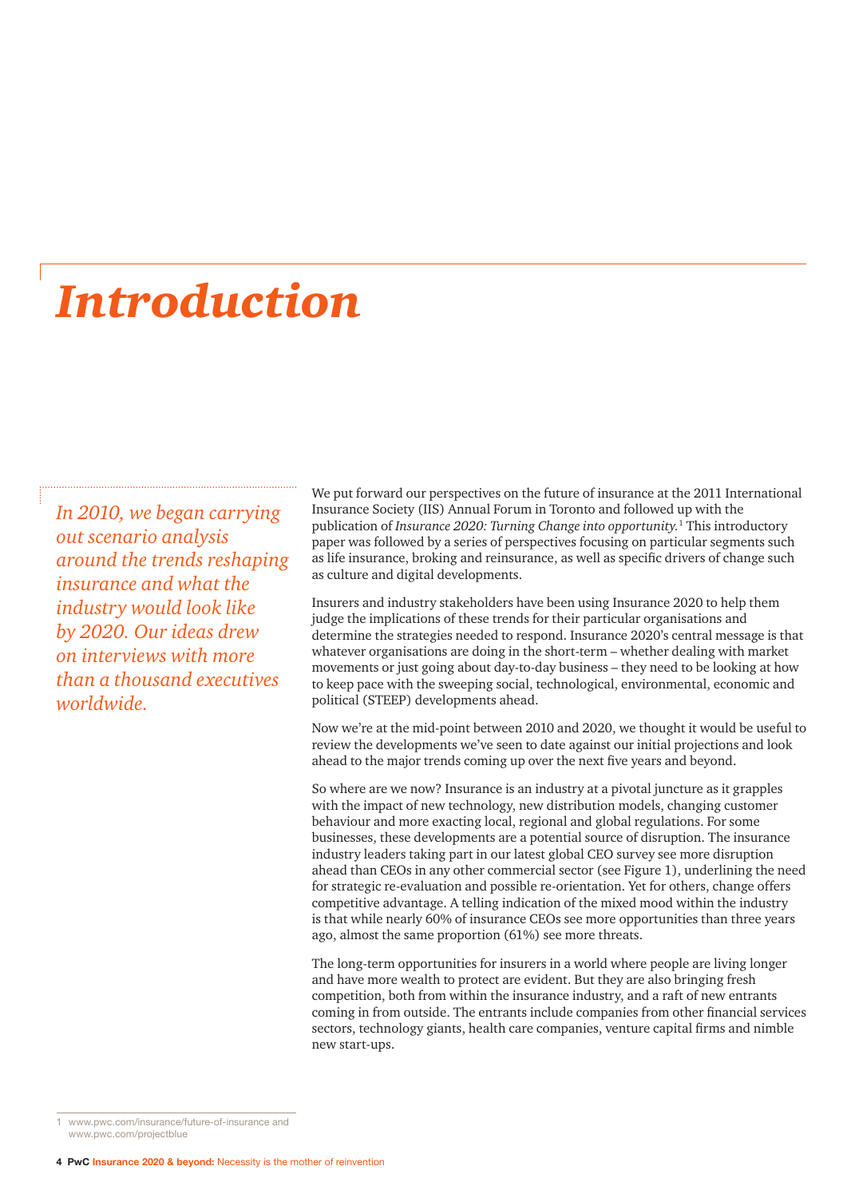# Introduction

*In 2010, we began carrying out scenario analysis around the trends reshaping insurance and what the industry would look like by 2020. Our ideas drew on interviews with more than a thousand executives worldwide.*

We put forward our perspectives on the future of insurance at the 2011 International Insurance Society (IIS) Annual Forum in Toronto and followed up with the publication of *Insurance 2020: Turning Change into opportunity.*[1] This introductory paper was followed by a series of perspectives focusing on particular segments such as life insurance, broking and reinsurance, as well as specific drivers of change such as culture and digital developments.

Insurers and industry stakeholders have been using Insurance 2020 to help them judge the implications of these trends for their particular organisations and determine the strategies needed to respond. Insurance 2020's central message is that whatever organisations are doing in the short-term – whether dealing with market movements or just going about day-to-day business – they need to be looking at how to keep pace with the sweeping social, technological, environmental, economic and political (STEEP) developments ahead.

Now we're at the mid-point between 2010 and 2020, we thought it would be useful to review the developments we've seen to date against our initial projections and look ahead to the major trends coming up over the next five years and beyond.

So where are we now? Insurance is an industry at a pivotal juncture as it grapples with the impact of new technology, new distribution models, changing customer behaviour and more exacting local, regional and global regulations. For some businesses, these developments are a potential source of disruption. The insurance industry leaders taking part in our latest global CEO survey see more disruption ahead than CEOs in any other commercial sector (see Figure 1), underlining the need for strategic re-evaluation and possible re-orientation. Yet for others, change offers competitive advantage. A telling indication of the mixed mood within the industry is that while nearly 60% of insurance CEOs see more opportunities than three years ago, almost the same proportion (61%) see more threats.

The long-term opportunities for insurers in a world where people are living longer and have more wealth to protect are evident. But they are also bringing fresh competition, both from within the insurance industry, and a raft of new entrants coming in from outside. The entrants include companies from other financial services sectors, technology giants, health care companies, venture capital firms and nimble new start-ups.

1 www.pwc.com/insurance/future-of-insurance and www.pwc.com/projectblue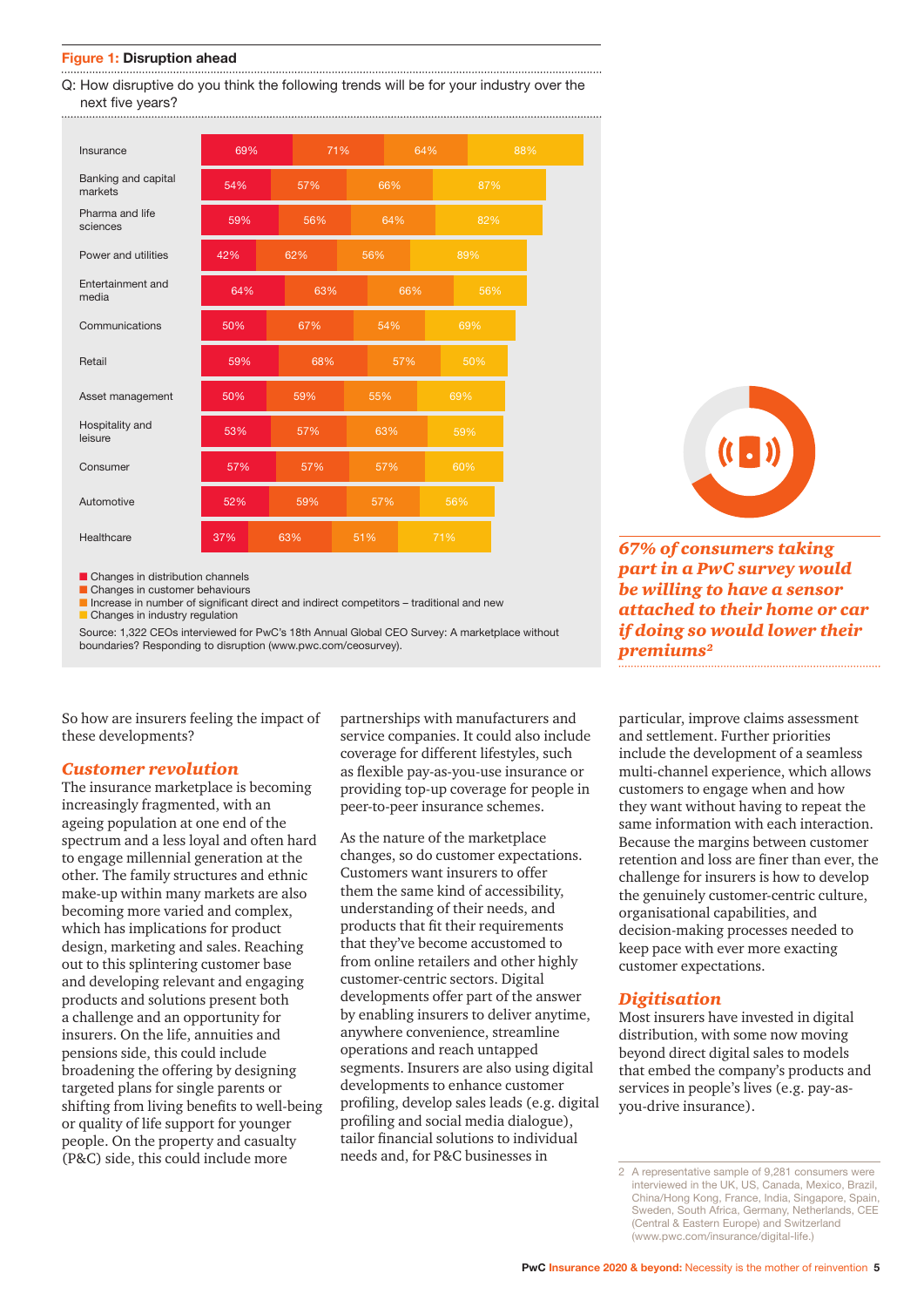**Figure 1: Disruption ahead**

Q: How disruptive do you think the following trends will be for your industry over the next five years?

| Industry | Changes in distribution channels | Changes in customer behaviours | Increase in number of significant direct and indirect competitors – traditional and new | Changes in industry regulation |
|---|---|---|---|---|
| Insurance | 69% | 71% | 64% | 88% |
| Banking and capital markets | 54% | 57% | 66% | 87% |
| Pharma and life sciences | 59% | 56% | 64% | 82% |
| Power and utilities | 42% | 62% | 56% | 89% |
| Entertainment and media | 64% | 63% | 66% | 56% |
| Communications | 50% | 67% | 54% | 69% |
| Retail | 59% | 68% | 57% | 50% |
| Asset management | 50% | 59% | 55% | 69% |
| Hospitality and leisure | 53% | 57% | 63% | 59% |
| Consumer | 57% | 57% | 57% | 60% |
| Automotive | 52% | 59% | 57% | 56% |
| Healthcare | 37% | 63% | 51% | 71% |

Source: 1,322 CEOs interviewed for PwC's 18th Annual Global CEO Survey: A marketplace without boundaries? Responding to disruption (www.pwc.com/ceosurvey).

***67% of consumers taking part in a PwC survey would be willing to have a sensor attached to their home or car if doing so would lower their premiums[2]***

So how are insurers feeling the impact of these developments?

## *Customer revolution*

The insurance marketplace is becoming increasingly fragmented, with an ageing population at one end of the spectrum and a less loyal and often hard to engage millennial generation at the other. The family structures and ethnic make-up within many markets are also becoming more varied and complex, which has implications for product design, marketing and sales. Reaching out to this splintering customer base and developing relevant and engaging products and solutions present both a challenge and an opportunity for insurers. On the life, annuities and pensions side, this could include broadening the offering by designing targeted plans for single parents or shifting from living benefits to well-being or quality of life support for younger people. On the property and casualty (P&C) side, this could include more partnerships with manufacturers and service companies. It could also include coverage for different lifestyles, such as flexible pay-as-you-use insurance or providing top-up coverage for people in peer-to-peer insurance schemes.

As the nature of the marketplace changes, so do customer expectations. Customers want insurers to offer them the same kind of accessibility, understanding of their needs, and products that fit their requirements that they've become accustomed to from online retailers and other highly customer-centric sectors. Digital developments offer part of the answer by enabling insurers to deliver anytime, anywhere convenience, streamline operations and reach untapped segments. Insurers are also using digital developments to enhance customer profiling, develop sales leads (e.g. digital profiling and social media dialogue), tailor financial solutions to individual needs and, for P&C businesses in particular, improve claims assessment and settlement. Further priorities include the development of a seamless multi-channel experience, which allows customers to engage when and how they want without having to repeat the same information with each interaction. Because the margins between customer retention and loss are finer than ever, the challenge for insurers is how to develop the genuinely customer-centric culture, organisational capabilities, and decision-making processes needed to keep pace with ever more exacting customer expectations.

## *Digitisation*

Most insurers have invested in digital distribution, with some now moving beyond direct digital sales to models that embed the company's products and services in people's lives (e.g. pay-as-you-drive insurance).

2 A representative sample of 9,281 consumers were interviewed in the UK, US, Canada, Mexico, Brazil, China/Hong Kong, France, India, Singapore, Spain, Sweden, South Africa, Germany, Netherlands, CEE (Central & Eastern Europe) and Switzerland (www.pwc.com/insurance/digital-life.)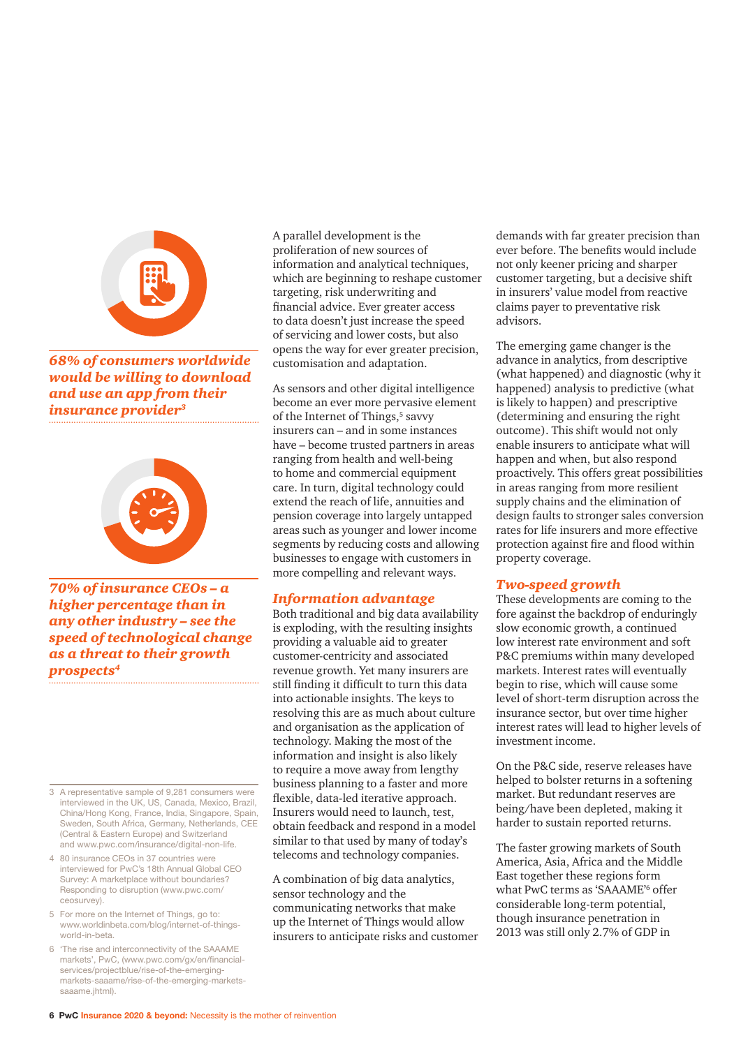*68% of consumers worldwide would be willing to download and use an app from their insurance provider*[3]

*70% of insurance CEOs – a higher percentage than in any other industry – see the speed of technological change as a threat to their growth prospects*[4]

A parallel development is the proliferation of new sources of information and analytical techniques, which are beginning to reshape customer targeting, risk underwriting and financial advice. Ever greater access to data doesn't just increase the speed of servicing and lower costs, but also opens the way for ever greater precision, customisation and adaptation.

As sensors and other digital intelligence become an ever more pervasive element of the Internet of Things,[5] savvy insurers can – and in some instances have – become trusted partners in areas ranging from health and well-being to home and commercial equipment care. In turn, digital technology could extend the reach of life, annuities and pension coverage into largely untapped areas such as younger and lower income segments by reducing costs and allowing businesses to engage with customers in more compelling and relevant ways.

## Information advantage

Both traditional and big data availability is exploding, with the resulting insights providing a valuable aid to greater customer-centricity and associated revenue growth. Yet many insurers are still finding it difficult to turn this data into actionable insights. The keys to resolving this are as much about culture and organisation as the application of technology. Making the most of the information and insight is also likely to require a move away from lengthy business planning to a faster and more flexible, data-led iterative approach. Insurers would need to launch, test, obtain feedback and respond in a model similar to that used by many of today's telecoms and technology companies.

A combination of big data analytics, sensor technology and the communicating networks that make up the Internet of Things would allow insurers to anticipate risks and customer demands with far greater precision than ever before. The benefits would include not only keener pricing and sharper customer targeting, but a decisive shift in insurers' value model from reactive claims payer to preventative risk advisors.

The emerging game changer is the advance in analytics, from descriptive (what happened) and diagnostic (why it happened) analysis to predictive (what is likely to happen) and prescriptive (determining and ensuring the right outcome). This shift would not only enable insurers to anticipate what will happen and when, but also respond proactively. This offers great possibilities in areas ranging from more resilient supply chains and the elimination of design faults to stronger sales conversion rates for life insurers and more effective protection against fire and flood within property coverage.

## Two-speed growth

These developments are coming to the fore against the backdrop of enduringly slow economic growth, a continued low interest rate environment and soft P&C premiums within many developed markets. Interest rates will eventually begin to rise, which will cause some level of short-term disruption across the insurance sector, but over time higher interest rates will lead to higher levels of investment income.

On the P&C side, reserve releases have helped to bolster returns in a softening market. But redundant reserves are being/have been depleted, making it harder to sustain reported returns.

The faster growing markets of South America, Asia, Africa and the Middle East together these regions form what PwC terms as 'SAAAME'[6] offer considerable long-term potential, though insurance penetration in 2013 was still only 2.7% of GDP in

---

3 A representative sample of 9,281 consumers were interviewed in the UK, US, Canada, Mexico, Brazil, China/Hong Kong, France, India, Singapore, Spain, Sweden, South Africa, Germany, Netherlands, CEE (Central & Eastern Europe) and Switzerland and www.pwc.com/insurance/digital-non-life.

4 80 insurance CEOs in 37 countries were interviewed for PwC's 18th Annual Global CEO Survey: A marketplace without boundaries? Responding to disruption (www.pwc.com/ceosurvey).

5 For more on the Internet of Things, go to: www.worldinbeta.com/blog/internet-of-things-world-in-beta.

6 'The rise and interconnectivity of the SAAAME markets', PwC, (www.pwc.com/gx/en/financial-services/projectblue/rise-of-the-emerging-markets-saaame/rise-of-the-emerging-markets-saaame.jhtml).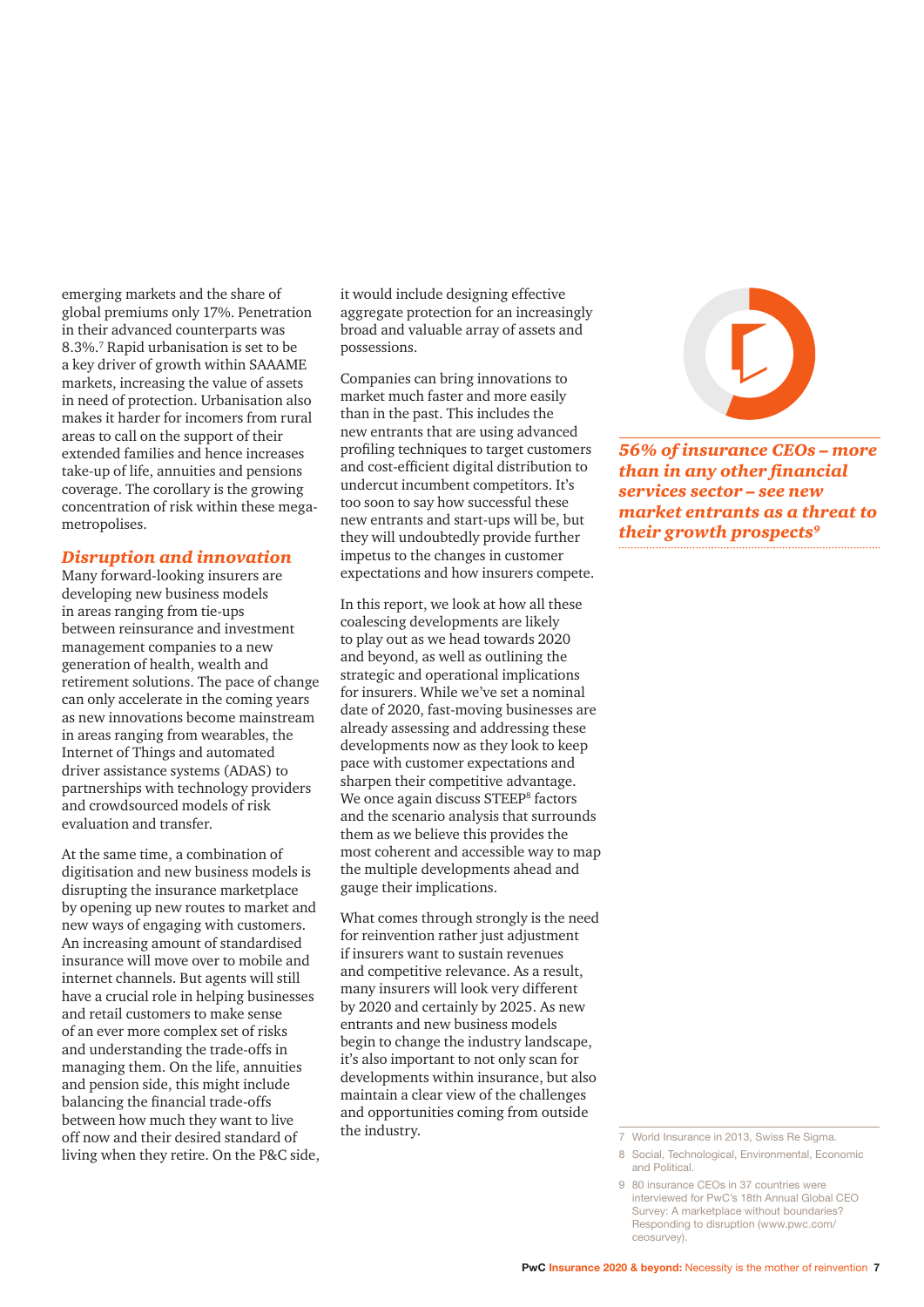emerging markets and the share of global premiums only 17%. Penetration in their advanced counterparts was 8.3%.[7] Rapid urbanisation is set to be a key driver of growth within SAAAME markets, increasing the value of assets in need of protection. Urbanisation also makes it harder for incomers from rural areas to call on the support of their extended families and hence increases take-up of life, annuities and pensions coverage. The corollary is the growing concentration of risk within these mega-metropolises.

## *Disruption and innovation*

Many forward-looking insurers are developing new business models in areas ranging from tie-ups between reinsurance and investment management companies to a new generation of health, wealth and retirement solutions. The pace of change can only accelerate in the coming years as new innovations become mainstream in areas ranging from wearables, the Internet of Things and automated driver assistance systems (ADAS) to partnerships with technology providers and crowdsourced models of risk evaluation and transfer.

At the same time, a combination of digitisation and new business models is disrupting the insurance marketplace by opening up new routes to market and new ways of engaging with customers. An increasing amount of standardised insurance will move over to mobile and internet channels. But agents will still have a crucial role in helping businesses and retail customers to make sense of an ever more complex set of risks and understanding the trade-offs in managing them. On the life, annuities and pension side, this might include balancing the financial trade-offs between how much they want to live off now and their desired standard of living when they retire. On the P&C side, it would include designing effective aggregate protection for an increasingly broad and valuable array of assets and possessions.

Companies can bring innovations to market much faster and more easily than in the past. This includes the new entrants that are using advanced profiling techniques to target customers and cost-efficient digital distribution to undercut incumbent competitors. It's too soon to say how successful these new entrants and start-ups will be, but they will undoubtedly provide further impetus to the changes in customer expectations and how insurers compete.

In this report, we look at how all these coalescing developments are likely to play out as we head towards 2020 and beyond, as well as outlining the strategic and operational implications for insurers. While we've set a nominal date of 2020, fast-moving businesses are already assessing and addressing these developments now as they look to keep pace with customer expectations and sharpen their competitive advantage. We once again discuss STEEP[8] factors and the scenario analysis that surrounds them as we believe this provides the most coherent and accessible way to map the multiple developments ahead and gauge their implications.

What comes through strongly is the need for reinvention rather just adjustment if insurers want to sustain revenues and competitive relevance. As a result, many insurers will look very different by 2020 and certainly by 2025. As new entrants and new business models begin to change the industry landscape, it's also important to not only scan for developments within insurance, but also maintain a clear view of the challenges and opportunities coming from outside the industry.

***56% of insurance CEOs – more than in any other financial services sector – see new market entrants as a threat to their growth prospects[9]***

7 World Insurance in 2013, Swiss Re Sigma.

8 Social, Technological, Environmental, Economic and Political.

9 80 insurance CEOs in 37 countries were interviewed for PwC's 18th Annual Global CEO Survey: A marketplace without boundaries? Responding to disruption (www.pwc.com/ceosurvey).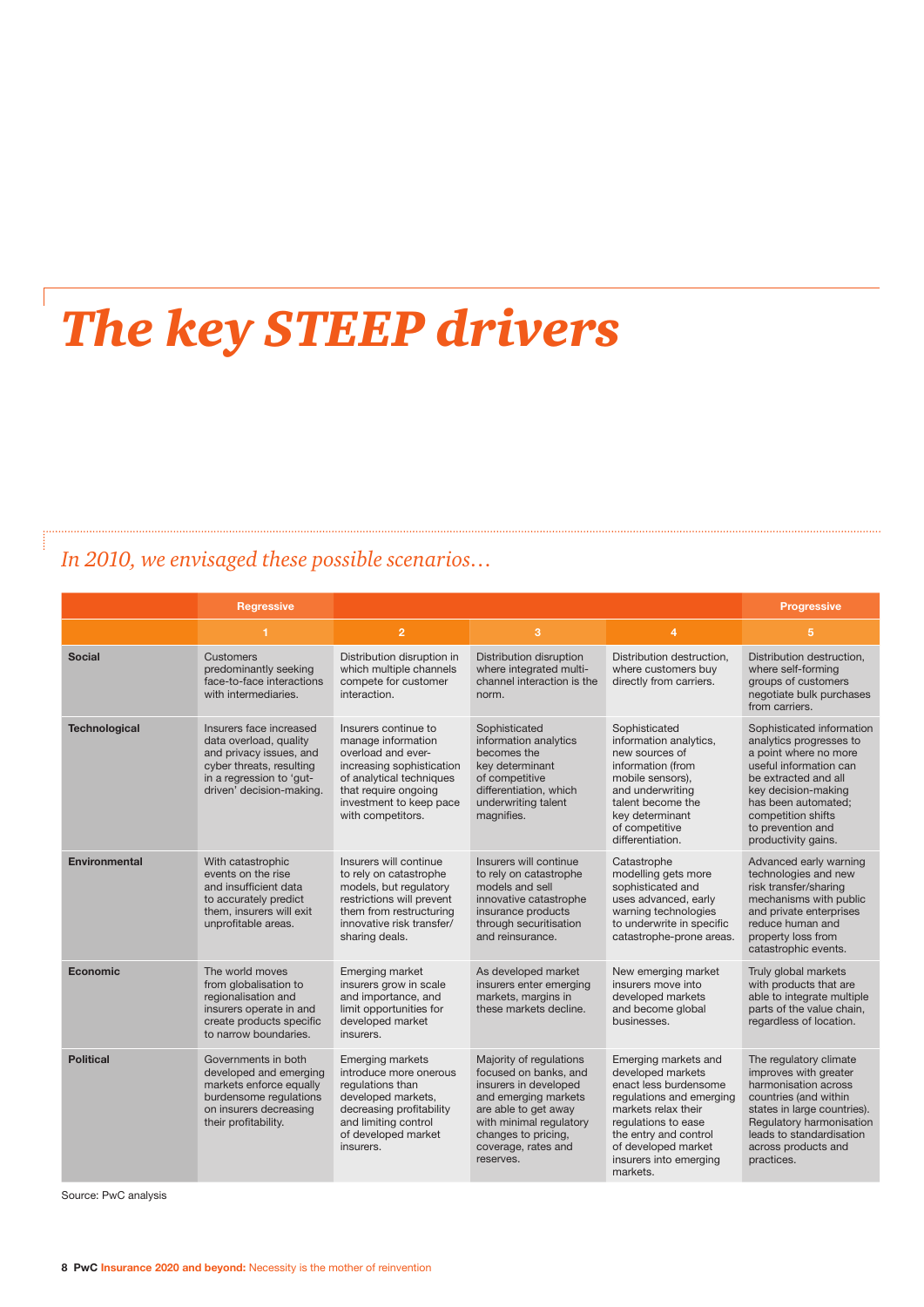# *The key STEEP drivers*

## *In 2010, we envisaged these possible scenarios…*

| | Regressive | | | | Progressive |
|---|---|---|---|---|---|
| | 1 | 2 | 3 | 4 | 5 |
| **Social** | Customers predominantly seeking face-to-face interactions with intermediaries. | Distribution disruption in which multiple channels compete for customer interaction. | Distribution disruption where integrated multi-channel interaction is the norm. | Distribution destruction, where customers buy directly from carriers. | Distribution destruction, where self-forming groups of customers negotiate bulk purchases from carriers. |
| **Technological** | Insurers face increased data overload, quality and privacy issues, and cyber threats, resulting in a regression to 'gut-driven' decision-making. | Insurers continue to manage information overload and ever-increasing sophistication of analytical techniques that require ongoing investment to keep pace with competitors. | Sophisticated information analytics becomes the key determinant of competitive differentiation, which underwriting talent magnifies. | Sophisticated information analytics, new sources of information (from mobile sensors), and underwriting talent become the key determinant of competitive differentiation. | Sophisticated information analytics progresses to a point where no more useful information can be extracted and all key decision-making has been automated; competition shifts to prevention and productivity gains. |
| **Environmental** | With catastrophic events on the rise and insufficient data to accurately predict them, insurers will exit unprofitable areas. | Insurers will continue to rely on catastrophe models, but regulatory restrictions will prevent them from restructuring innovative risk transfer/sharing deals. | Insurers will continue to rely on catastrophe models and sell innovative catastrophe insurance products through securitisation and reinsurance. | Catastrophe modelling gets more sophisticated and uses advanced, early warning technologies to underwrite in specific catastrophe-prone areas. | Advanced early warning technologies and new risk transfer/sharing mechanisms with public and private enterprises reduce human and property loss from catastrophic events. |
| **Economic** | The world moves from globalisation to regionalisation and insurers operate in and create products specific to narrow boundaries. | Emerging market insurers grow in scale and importance, and limit opportunities for developed market insurers. | As developed market insurers enter emerging markets, margins in these markets decline. | New emerging market insurers move into developed markets and become global businesses. | Truly global markets with products that are able to integrate multiple parts of the value chain, regardless of location. |
| **Political** | Governments in both developed and emerging markets enforce equally burdensome regulations on insurers decreasing their profitability. | Emerging markets introduce more onerous regulations than developed markets, decreasing profitability and limiting control of developed market insurers. | Majority of regulations focused on banks, and insurers in developed and emerging markets are able to get away with minimal regulatory changes to pricing, coverage, rates and reserves. | Emerging markets and developed markets enact less burdensome regulations and emerging markets relax their regulations to ease the entry and control of developed market insurers into emerging markets. | The regulatory climate improves with greater harmonisation across countries (and within states in large countries). Regulatory harmonisation leads to standardisation across products and practices. |

Source: PwC analysis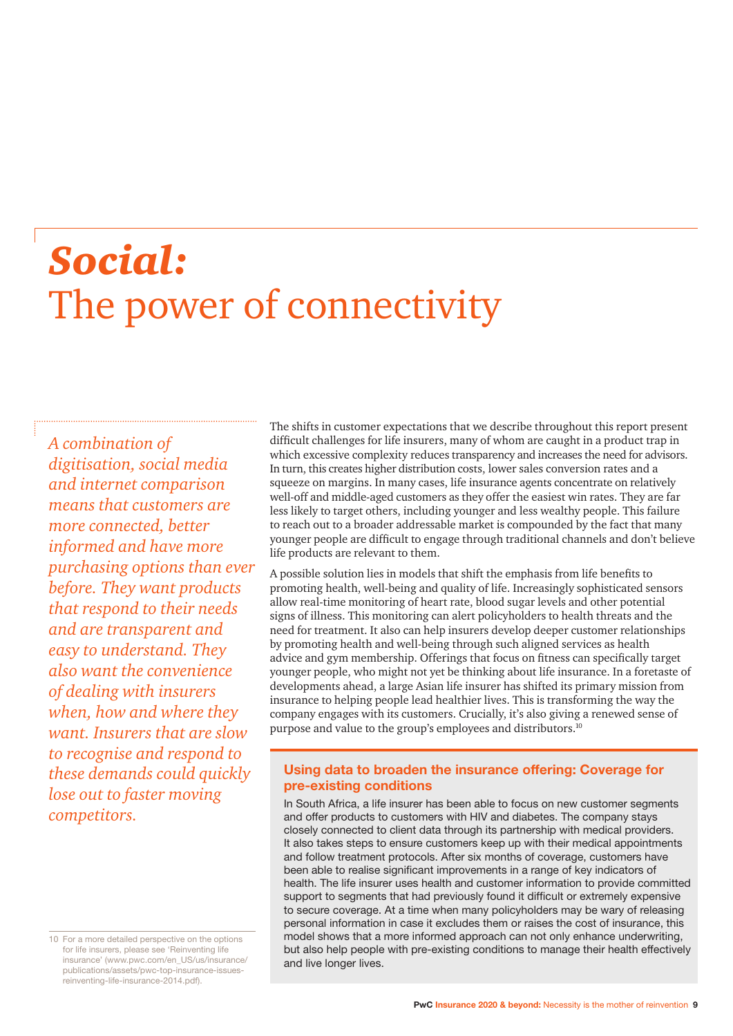# ***Social:*** The power of connectivity

*A combination of digitisation, social media and internet comparison means that customers are more connected, better informed and have more purchasing options than ever before. They want products that respond to their needs and are transparent and easy to understand. They also want the convenience of dealing with insurers when, how and where they want. Insurers that are slow to recognise and respond to these demands could quickly lose out to faster moving competitors.*

The shifts in customer expectations that we describe throughout this report present difficult challenges for life insurers, many of whom are caught in a product trap in which excessive complexity reduces transparency and increases the need for advisors. In turn, this creates higher distribution costs, lower sales conversion rates and a squeeze on margins. In many cases, life insurance agents concentrate on relatively well-off and middle-aged customers as they offer the easiest win rates. They are far less likely to target others, including younger and less wealthy people. This failure to reach out to a broader addressable market is compounded by the fact that many younger people are difficult to engage through traditional channels and don't believe life products are relevant to them.

A possible solution lies in models that shift the emphasis from life benefits to promoting health, well-being and quality of life. Increasingly sophisticated sensors allow real-time monitoring of heart rate, blood sugar levels and other potential signs of illness. This monitoring can alert policyholders to health threats and the need for treatment. It also can help insurers develop deeper customer relationships by promoting health and well-being through such aligned services as health advice and gym membership. Offerings that focus on fitness can specifically target younger people, who might not yet be thinking about life insurance. In a foretaste of developments ahead, a large Asian life insurer has shifted its primary mission from insurance to helping people lead healthier lives. This is transforming the way the company engages with its customers. Crucially, it's also giving a renewed sense of purpose and value to the group's employees and distributors.[10]

### Using data to broaden the insurance offering: Coverage for pre-existing conditions

In South Africa, a life insurer has been able to focus on new customer segments and offer products to customers with HIV and diabetes. The company stays closely connected to client data through its partnership with medical providers. It also takes steps to ensure customers keep up with their medical appointments and follow treatment protocols. After six months of coverage, customers have been able to realise significant improvements in a range of key indicators of health. The life insurer uses health and customer information to provide committed support to segments that had previously found it difficult or extremely expensive to secure coverage. At a time when many policyholders may be wary of releasing personal information in case it excludes them or raises the cost of insurance, this model shows that a more informed approach can not only enhance underwriting, but also help people with pre-existing conditions to manage their health effectively and live longer lives.

10 For a more detailed perspective on the options for life insurers, please see 'Reinventing life insurance' (www.pwc.com/en_US/us/insurance/publications/assets/pwc-top-insurance-issues-reinventing-life-insurance-2014.pdf).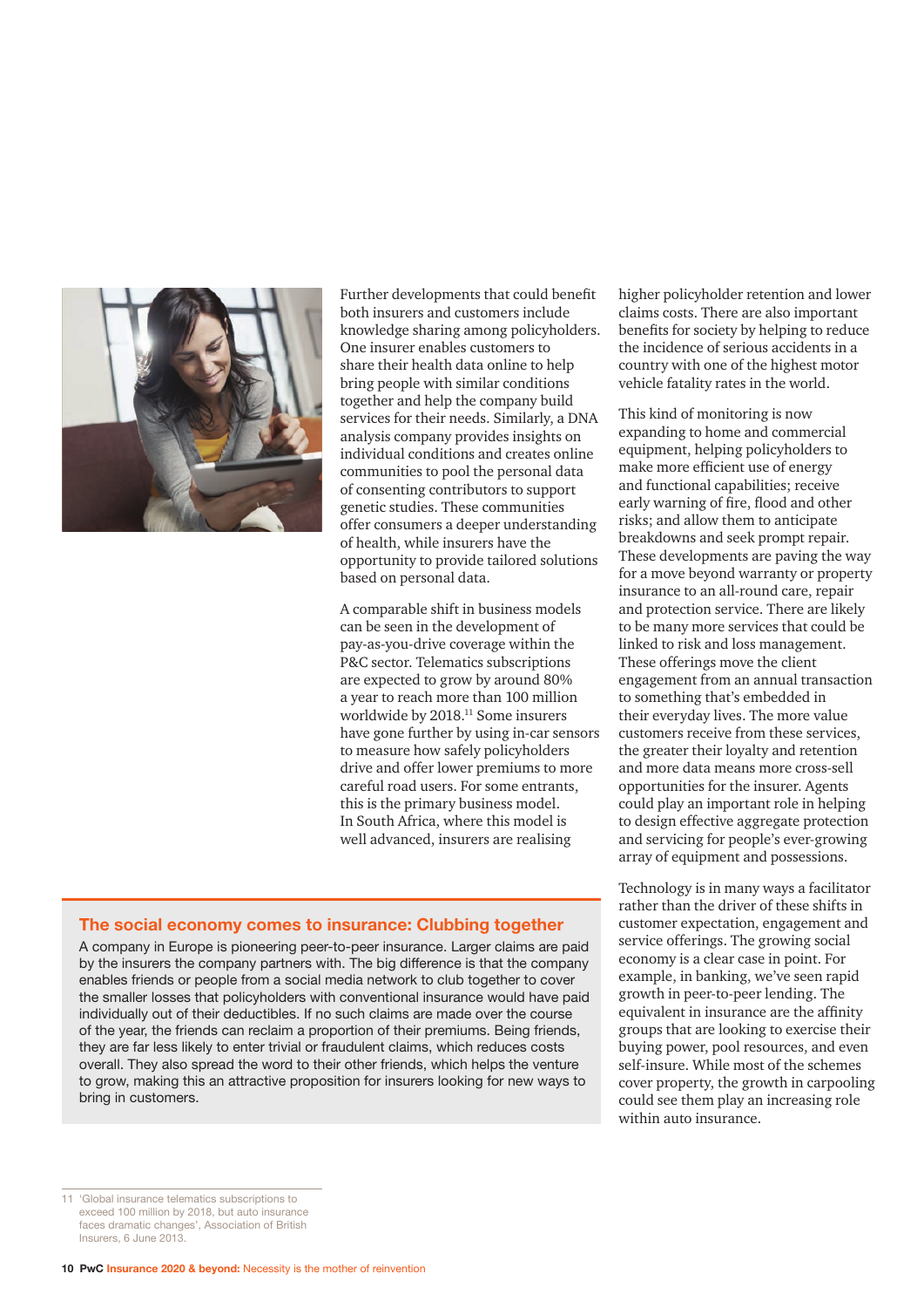Further developments that could benefit both insurers and customers include knowledge sharing among policyholders. One insurer enables customers to share their health data online to help bring people with similar conditions together and help the company build services for their needs. Similarly, a DNA analysis company provides insights on individual conditions and creates online communities to pool the personal data of consenting contributors to support genetic studies. These communities offer consumers a deeper understanding of health, while insurers have the opportunity to provide tailored solutions based on personal data.

A comparable shift in business models can be seen in the development of pay-as-you-drive coverage within the P&C sector. Telematics subscriptions are expected to grow by around 80% a year to reach more than 100 million worldwide by 2018.[11] Some insurers have gone further by using in-car sensors to measure how safely policyholders drive and offer lower premiums to more careful road users. For some entrants, this is the primary business model. In South Africa, where this model is well advanced, insurers are realising higher policyholder retention and lower claims costs. There are also important benefits for society by helping to reduce the incidence of serious accidents in a country with one of the highest motor vehicle fatality rates in the world.

This kind of monitoring is now expanding to home and commercial equipment, helping policyholders to make more efficient use of energy and functional capabilities; receive early warning of fire, flood and other risks; and allow them to anticipate breakdowns and seek prompt repair. These developments are paving the way for a move beyond warranty or property insurance to an all-round care, repair and protection service. There are likely to be many more services that could be linked to risk and loss management. These offerings move the client engagement from an annual transaction to something that's embedded in their everyday lives. The more value customers receive from these services, the greater their loyalty and retention and more data means more cross-sell opportunities for the insurer. Agents could play an important role in helping to design effective aggregate protection and servicing for people's ever-growing array of equipment and possessions.

Technology is in many ways a facilitator rather than the driver of these shifts in customer expectation, engagement and service offerings. The growing social economy is a clear case in point. For example, in banking, we've seen rapid growth in peer-to-peer lending. The equivalent in insurance are the affinity groups that are looking to exercise their buying power, pool resources, and even self-insure. While most of the schemes cover property, the growth in carpooling could see them play an increasing role within auto insurance.

## The social economy comes to insurance: Clubbing together

A company in Europe is pioneering peer-to-peer insurance. Larger claims are paid by the insurers the company partners with. The big difference is that the company enables friends or people from a social media network to club together to cover the smaller losses that policyholders with conventional insurance would have paid individually out of their deductibles. If no such claims are made over the course of the year, the friends can reclaim a proportion of their premiums. Being friends, they are far less likely to enter trivial or fraudulent claims, which reduces costs overall. They also spread the word to their other friends, which helps the venture to grow, making this an attractive proposition for insurers looking for new ways to bring in customers.

11 'Global insurance telematics subscriptions to exceed 100 million by 2018, but auto insurance faces dramatic changes', Association of British Insurers, 6 June 2013.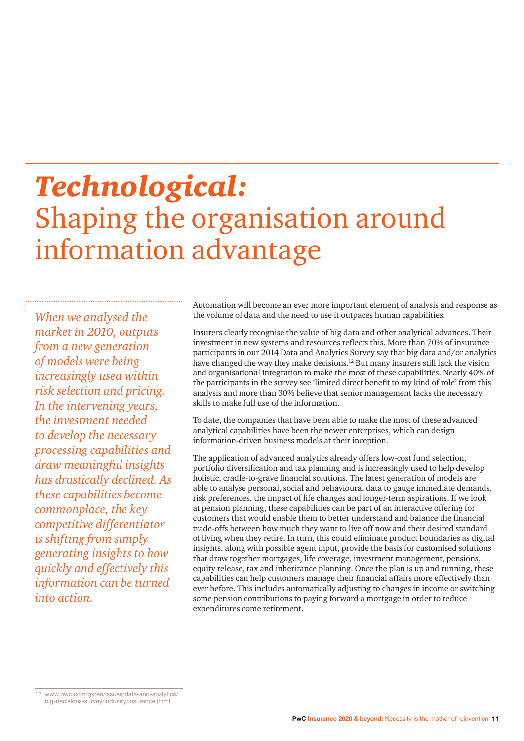# *Technological:* Shaping the organisation around information advantage

*When we analysed the market in 2010, outputs from a new generation of models were being increasingly used within risk selection and pricing. In the intervening years, the investment needed to develop the necessary processing capabilities and draw meaningful insights has drastically declined. As these capabilities become commonplace, the key competitive differentiator is shifting from simply generating insights to how quickly and effectively this information can be turned into action.*

Automation will become an ever more important element of analysis and response as the volume of data and the need to use it outpaces human capabilities.

Insurers clearly recognise the value of big data and other analytical advances. Their investment in new systems and resources reflects this. More than 70% of insurance participants in our 2014 Data and Analytics Survey say that big data and/or analytics have changed the way they make decisions.[12] But many insurers still lack the vision and organisational integration to make the most of these capabilities. Nearly 40% of the participants in the survey see 'limited direct benefit to my kind of role' from this analysis and more than 30% believe that senior management lacks the necessary skills to make full use of the information.

To date, the companies that have been able to make the most of these advanced analytical capabilities have been the newer enterprises, which can design information-driven business models at their inception.

The application of advanced analytics already offers low-cost fund selection, portfolio diversification and tax planning and is increasingly used to help develop holistic, cradle-to-grave financial solutions. The latest generation of models are able to analyse personal, social and behavioural data to gauge immediate demands, risk preferences, the impact of life changes and longer-term aspirations. If we look at pension planning, these capabilities can be part of an interactive offering for customers that would enable them to better understand and balance the financial trade-offs between how much they want to live off now and their desired standard of living when they retire. In turn, this could eliminate product boundaries as digital insights, along with possible agent input, provide the basis for customised solutions that draw together mortgages, life coverage, investment management, pensions, equity release, tax and inheritance planning. Once the plan is up and running, these capabilities can help customers manage their financial affairs more effectively than ever before. This includes automatically adjusting to changes in income or switching some pension contributions to paying forward a mortgage in order to reduce expenditures come retirement.

12 www.pwc.com/gx/en/issues/data-and-analytics/big-decisions-survey/industry/insurance.jhtml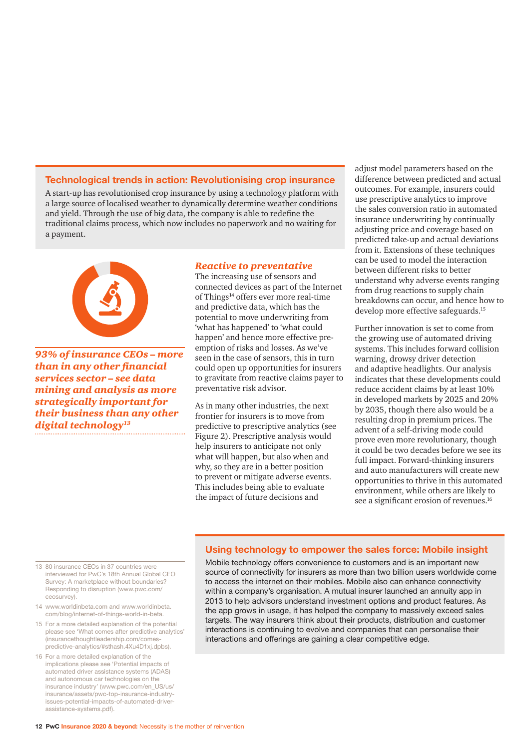## Technological trends in action: Revolutionising crop insurance

A start-up has revolutionised crop insurance by using a technology platform with a large source of localised weather to dynamically determine weather conditions and yield. Through the use of big data, the company is able to redefine the traditional claims process, which now includes no paperwork and no waiting for a payment.

***93% of insurance CEOs – more than in any other financial services sector – see data mining and analysis as more strategically important for their business than any other digital technology[13]***

### *Reactive to preventative*

The increasing use of sensors and connected devices as part of the Internet of Things[14] offers ever more real-time and predictive data, which has the potential to move underwriting from 'what has happened' to 'what could happen' and hence more effective pre-emption of risks and losses. As we've seen in the case of sensors, this in turn could open up opportunities for insurers to gravitate from reactive claims payer to preventative risk advisor.

As in many other industries, the next frontier for insurers is to move from predictive to prescriptive analytics (see Figure 2). Prescriptive analysis would help insurers to anticipate not only what will happen, but also when and why, so they are in a better position to prevent or mitigate adverse events. This includes being able to evaluate the impact of future decisions and adjust model parameters based on the difference between predicted and actual outcomes. For example, insurers could use prescriptive analytics to improve the sales conversion ratio in automated insurance underwriting by continually adjusting price and coverage based on predicted take-up and actual deviations from it. Extensions of these techniques can be used to model the interaction between different risks to better understand why adverse events ranging from drug reactions to supply chain breakdowns can occur, and hence how to develop more effective safeguards.[15]

Further innovation is set to come from the growing use of automated driving systems. This includes forward collision warning, drowsy driver detection and adaptive headlights. Our analysis indicates that these developments could reduce accident claims by at least 10% in developed markets by 2025 and 20% by 2035, though there also would be a resulting drop in premium prices. The advent of a self-driving mode could prove even more revolutionary, though it could be two decades before we see its full impact. Forward-thinking insurers and auto manufacturers will create new opportunities to thrive in this automated environment, while others are likely to see a significant erosion of revenues.[16]

## Using technology to empower the sales force: Mobile insight

Mobile technology offers convenience to customers and is an important new source of connectivity for insurers as more than two billion users worldwide come to access the internet on their mobiles. Mobile also can enhance connectivity within a company's organisation. A mutual insurer launched an annuity app in 2013 to help advisors understand investment options and product features. As the app grows in usage, it has helped the company to massively exceed sales targets. The way insurers think about their products, distribution and customer interactions is continuing to evolve and companies that can personalise their interactions and offerings are gaining a clear competitive edge.

---

13 80 insurance CEOs in 37 countries were interviewed for PwC's 18th Annual Global CEO Survey: A marketplace without boundaries? Responding to disruption (www.pwc.com/ceosurvey).

14 www.worldinbeta.com and www.worldinbeta.com/blog/internet-of-things-world-in-beta.

15 For a more detailed explanation of the potential please see 'What comes after predictive analytics' (insurancethoughtleadership.com/comes-predictive-analytics/#sthash.4Xu4D1xj.dpbs).

16 For a more detailed explanation of the implications please see 'Potential impacts of automated driver assistance systems (ADAS) and autonomous car technologies on the insurance industry' (www.pwc.com/en_US/us/insurance/assets/pwc-top-insurance-industry-issues-potential-impacts-of-automated-driver-assistance-systems.pdf).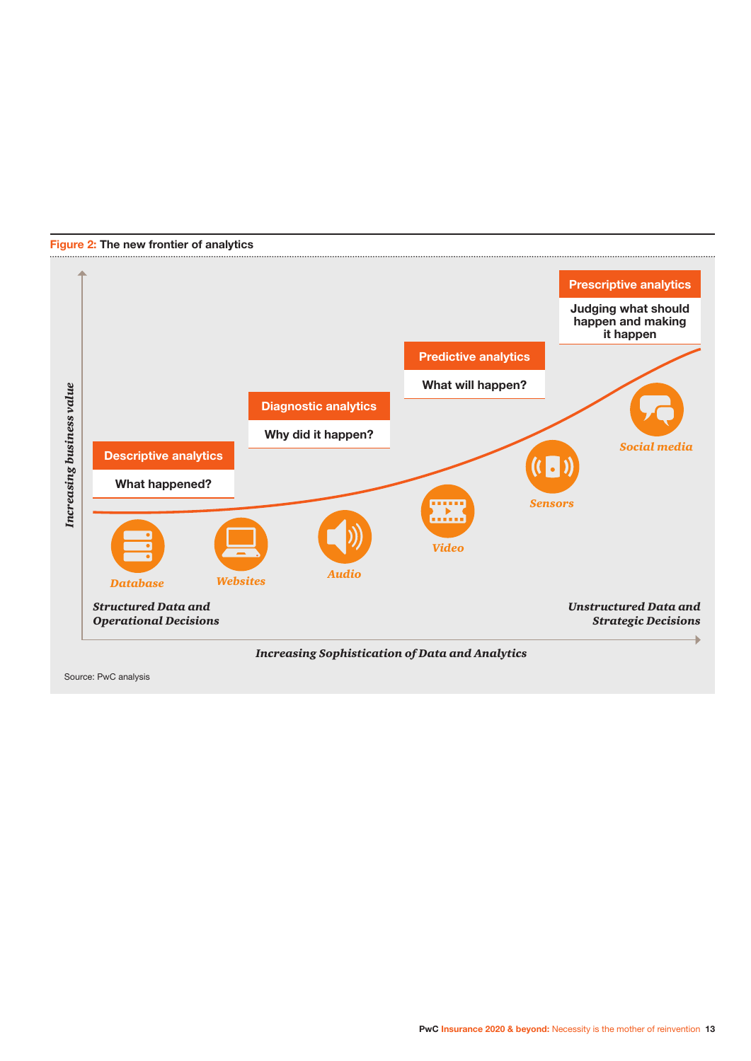**Figure 2:** The new frontier of analytics

**Descriptive analytics**
What happened?

**Diagnostic analytics**
Why did it happen?

**Predictive analytics**
What will happen?

**Prescriptive analytics**
Judging what should happen and making it happen

*Database*

*Websites*

*Audio*

*Video*

*Sensors*

*Social media*

*Structured Data and Operational Decisions*

*Unstructured Data and Strategic Decisions*

*Increasing business value*

*Increasing Sophistication of Data and Analytics*

Source: PwC analysis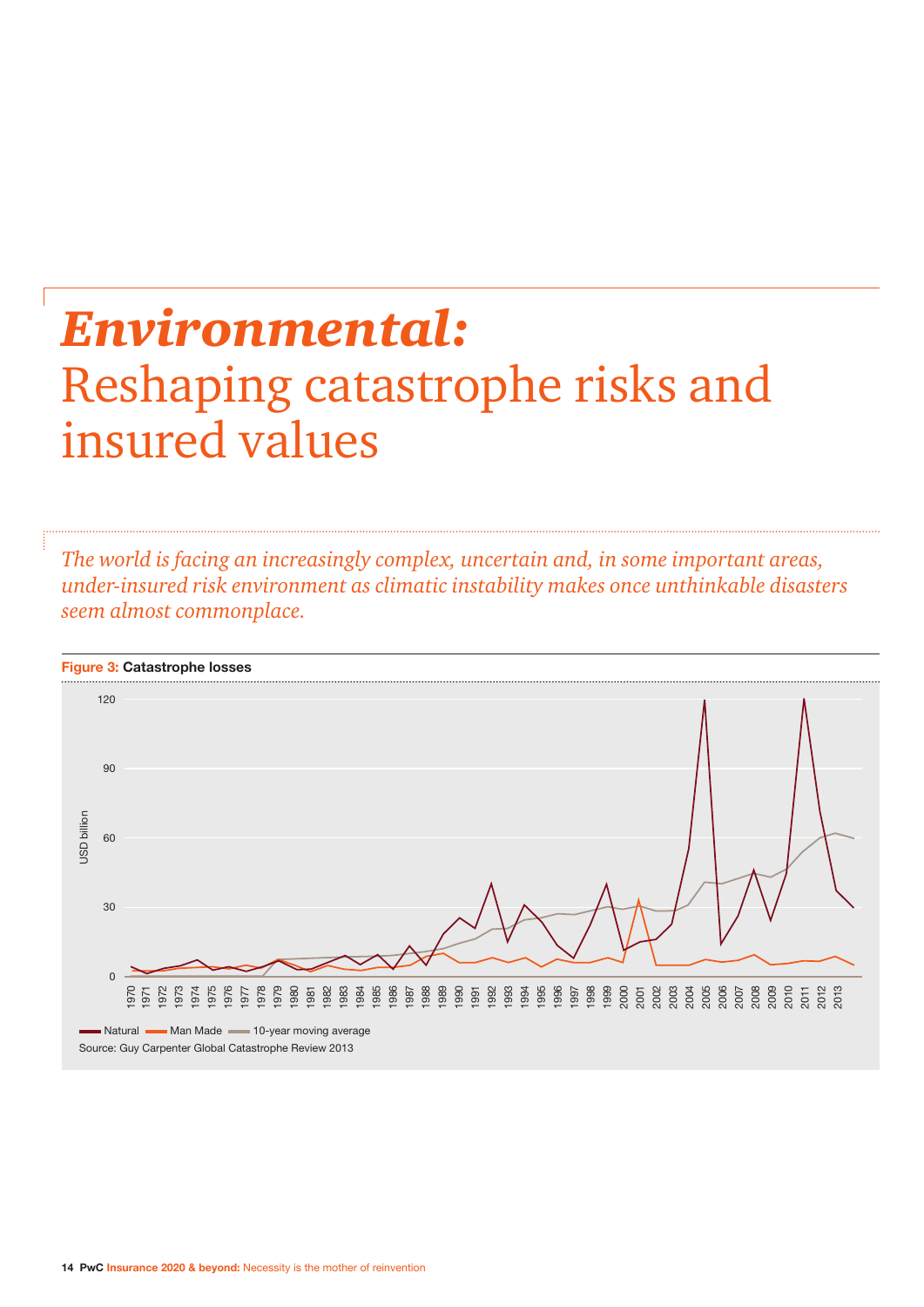# *Environmental:* Reshaping catastrophe risks and insured values

*The world is facing an increasingly complex, uncertain and, in some important areas, under-insured risk environment as climatic instability makes once unthinkable disasters seem almost commonplace.*

**Figure 3: Catastrophe losses**

Source: Guy Carpenter Global Catastrophe Review 2013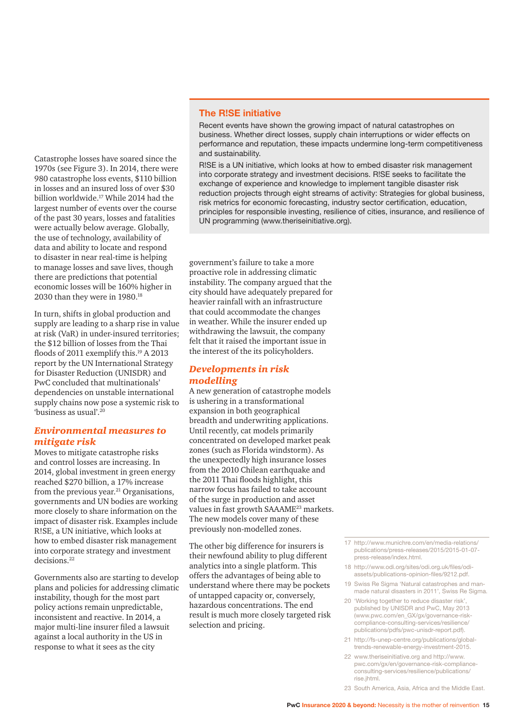Catastrophe losses have soared since the 1970s (see Figure 3). In 2014, there were 980 catastrophe loss events, $110 billion in losses and an insured loss of over $30 billion worldwide.[17] While 2014 had the largest number of events over the course of the past 30 years, losses and fatalities were actually below average. Globally, the use of technology, availability of data and ability to locate and respond to disaster in near real-time is helping to manage losses and save lives, though there are predictions that potential economic losses will be 160% higher in 2030 than they were in 1980.[18]

In turn, shifts in global production and supply are leading to a sharp rise in value at risk (VaR) in under-insured territories; the $12 billion of losses from the Thai floods of 2011 exemplify this.[19] A 2013 report by the UN International Strategy for Disaster Reduction (UNISDR) and PwC concluded that multinationals' dependencies on unstable international supply chains now pose a systemic risk to 'business as usual'.[20]

## *Environmental measures to mitigate risk*

Moves to mitigate catastrophe risks and control losses are increasing. In 2014, global investment in green energy reached $270 billion, a 17% increase from the previous year.[21] Organisations, governments and UN bodies are working more closely to share information on the impact of disaster risk. Examples include R!SE, a UN initiative, which looks at how to embed disaster risk management into corporate strategy and investment decisions.[22]

Governments also are starting to develop plans and policies for addressing climatic instability, though for the most part policy actions remain unpredictable, inconsistent and reactive. In 2014, a major multi-line insurer filed a lawsuit against a local authority in the US in response to what it sees as the city government's failure to take a more proactive role in addressing climatic instability. The company argued that the city should have adequately prepared for heavier rainfall with an infrastructure that could accommodate the changes in weather. While the insurer ended up withdrawing the lawsuit, the company felt that it raised the important issue in the interest of the its policyholders.

### The R!SE initiative

Recent events have shown the growing impact of natural catastrophes on business. Whether direct losses, supply chain interruptions or wider effects on performance and reputation, these impacts undermine long-term competitiveness and sustainability.

R!SE is a UN initiative, which looks at how to embed disaster risk management into corporate strategy and investment decisions. R!SE seeks to facilitate the exchange of experience and knowledge to implement tangible disaster risk reduction projects through eight streams of activity: Strategies for global business, risk metrics for economic forecasting, industry sector certification, education, principles for responsible investing, resilience of cities, insurance, and resilience of UN programming (www.theriseinitiative.org).

## *Developments in risk modelling*

A new generation of catastrophe models is ushering in a transformational expansion in both geographical breadth and underwriting applications. Until recently, cat models primarily concentrated on developed market peak zones (such as Florida windstorm). As the unexpectedly high insurance losses from the 2010 Chilean earthquake and the 2011 Thai floods highlight, this narrow focus has failed to take account of the surge in production and asset values in fast growth SAAAME[23] markets. The new models cover many of these previously non-modelled zones.

The other big difference for insurers is their newfound ability to plug different analytics into a single platform. This offers the advantages of being able to understand where there may be pockets of untapped capacity or, conversely, hazardous concentrations. The end result is much more closely targeted risk selection and pricing.

---

17 http://www.munichre.com/en/media-relations/publications/press-releases/2015/2015-01-07-press-release/index.html.

18 http://www.odi.org/sites/odi.org.uk/files/odi-assets/publications-opinion-files/9212.pdf.

19 Swiss Re Sigma 'Natural catastrophes and man-made natural disasters in 2011', Swiss Re Sigma.

20 'Working together to reduce disaster risk', published by UNISDR and PwC, May 2013 (www.pwc.com/en_GX/gx/governance-risk-compliance-consulting-services/resilience/publications/pdfs/pwc-unisdr-report.pdf).

21 http://fs-unep-centre.org/publications/global-trends-renewable-energy-investment-2015.

22 www.theriseinitiative.org and http://www.pwc.com/gx/en/governance-risk-compliance-consulting-services/resilience/publications/rise.jhtml.

23 South America, Asia, Africa and the Middle East.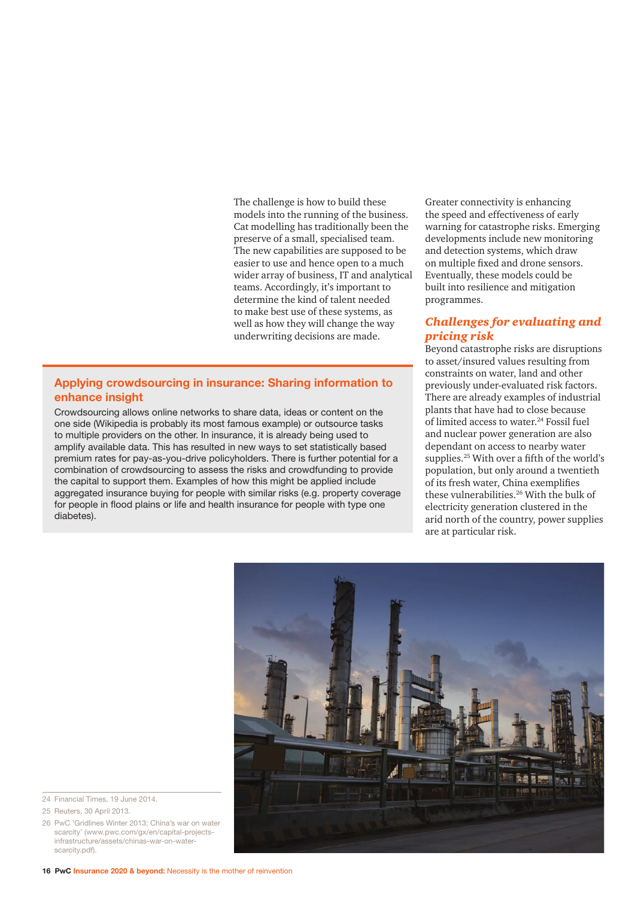The challenge is how to build these models into the running of the business. Cat modelling has traditionally been the preserve of a small, specialised team. The new capabilities are supposed to be easier to use and hence open to a much wider array of business, IT and analytical teams. Accordingly, it's important to determine the kind of talent needed to make best use of these systems, as well as how they will change the way underwriting decisions are made.

## Applying crowdsourcing in insurance: Sharing information to enhance insight

Crowdsourcing allows online networks to share data, ideas or content on the one side (Wikipedia is probably its most famous example) or outsource tasks to multiple providers on the other. In insurance, it is already being used to amplify available data. This has resulted in new ways to set statistically based premium rates for pay-as-you-drive policyholders. There is further potential for a combination of crowdsourcing to assess the risks and crowdfunding to provide the capital to support them. Examples of how this might be applied include aggregated insurance buying for people with similar risks (e.g. property coverage for people in flood plains or life and health insurance for people with type one diabetes).

Greater connectivity is enhancing the speed and effectiveness of early warning for catastrophe risks. Emerging developments include new monitoring and detection systems, which draw on multiple fixed and drone sensors. Eventually, these models could be built into resilience and mitigation programmes.

### *Challenges for evaluating and pricing risk*

Beyond catastrophe risks are disruptions to asset/insured values resulting from constraints on water, land and other previously under-evaluated risk factors. There are already examples of industrial plants that have had to close because of limited access to water.[24] Fossil fuel and nuclear power generation are also dependant on access to nearby water supplies.[25] With over a fifth of the world's population, but only around a twentieth of its fresh water, China exemplifies these vulnerabilities.[26] With the bulk of electricity generation clustered in the arid north of the country, power supplies are at particular risk.

24 Financial Times, 19 June 2014.

25 Reuters, 30 April 2013.

26 PwC 'Gridlines Winter 2013: China's war on water scarcity' (www.pwc.com/gx/en/capital-projects-infrastructure/assets/chinas-war-on-water-scarcity.pdf).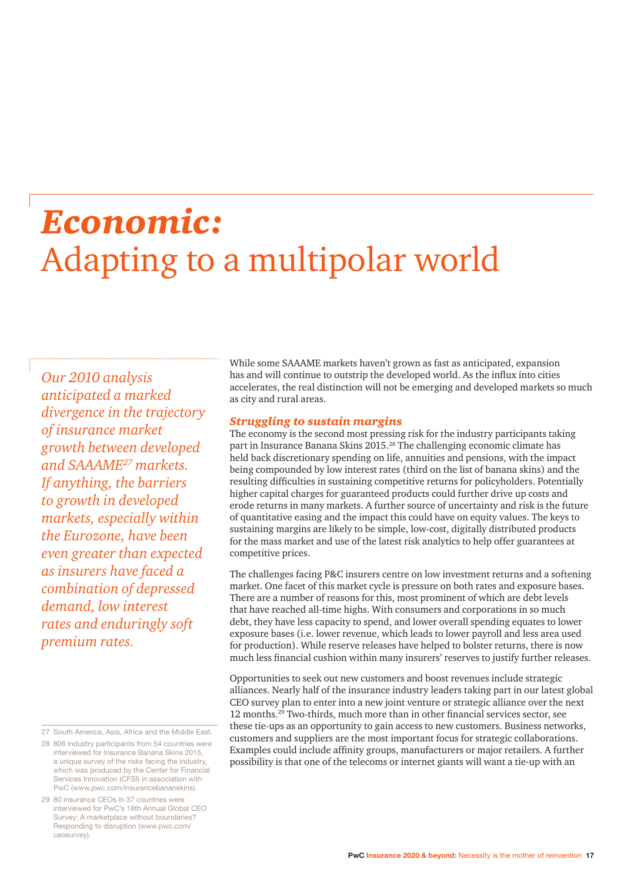# *Economic:* Adapting to a multipolar world

*Our 2010 analysis anticipated a marked divergence in the trajectory of insurance market growth between developed and SAAAME[27] markets. If anything, the barriers to growth in developed markets, especially within the Eurozone, have been even greater than expected as insurers have faced a combination of depressed demand, low interest rates and enduringly soft premium rates.*

While some SAAAME markets haven't grown as fast as anticipated, expansion has and will continue to outstrip the developed world. As the influx into cities accelerates, the real distinction will not be emerging and developed markets so much as city and rural areas.

### *Struggling to sustain margins*

The economy is the second most pressing risk for the industry participants taking part in Insurance Banana Skins 2015.[28] The challenging economic climate has held back discretionary spending on life, annuities and pensions, with the impact being compounded by low interest rates (third on the list of banana skins) and the resulting difficulties in sustaining competitive returns for policyholders. Potentially higher capital charges for guaranteed products could further drive up costs and erode returns in many markets. A further source of uncertainty and risk is the future of quantitative easing and the impact this could have on equity values. The keys to sustaining margins are likely to be simple, low-cost, digitally distributed products for the mass market and use of the latest risk analytics to help offer guarantees at competitive prices.

The challenges facing P&C insurers centre on low investment returns and a softening market. One facet of this market cycle is pressure on both rates and exposure bases. There are a number of reasons for this, most prominent of which are debt levels that have reached all-time highs. With consumers and corporations in so much debt, they have less capacity to spend, and lower overall spending equates to lower exposure bases (i.e. lower revenue, which leads to lower payroll and less area used for production). While reserve releases have helped to bolster returns, there is now much less financial cushion within many insurers' reserves to justify further releases.

Opportunities to seek out new customers and boost revenues include strategic alliances. Nearly half of the insurance industry leaders taking part in our latest global CEO survey plan to enter into a new joint venture or strategic alliance over the next 12 months.[29] Two-thirds, much more than in other financial services sector, see these tie-ups as an opportunity to gain access to new customers. Business networks, customers and suppliers are the most important focus for strategic collaborations. Examples could include affinity groups, manufacturers or major retailers. A further possibility is that one of the telecoms or internet giants will want a tie-up with an

---

27 South America, Asia, Africa and the Middle East.

28 806 industry participants from 54 countries were interviewed for Insurance Banana Skins 2015, a unique survey of the risks facing the industry, which was produced by the Center for Financial Services Innovation (CFSI) in association with PwC (www.pwc.com/insurancebananskins).

29 80 insurance CEOs in 37 countries were interviewed for PwC's 18th Annual Global CEO Survey: A marketplace without boundaries? Responding to disruption (www.pwc.com/ceosurvey).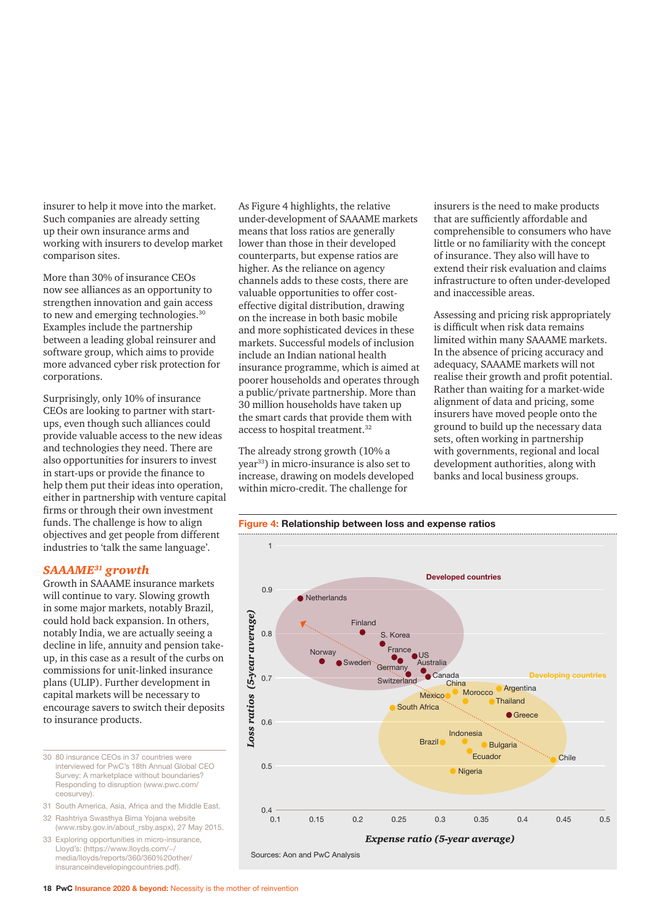insurer to help it move into the market. Such companies are already setting up their own insurance arms and working with insurers to develop market comparison sites.

More than 30% of insurance CEOs now see alliances as an opportunity to strengthen innovation and gain access to new and emerging technologies.[30] Examples include the partnership between a leading global reinsurer and software group, which aims to provide more advanced cyber risk protection for corporations.

Surprisingly, only 10% of insurance CEOs are looking to partner with start-ups, even though such alliances could provide valuable access to the new ideas and technologies they need. There are also opportunities for insurers to invest in start-ups or provide the finance to help them put their ideas into operation, either in partnership with venture capital firms or through their own investment funds. The challenge is how to align objectives and get people from different industries to 'talk the same language'.

## *SAAAME[31] growth*

Growth in SAAAME insurance markets will continue to vary. Slowing growth in some major markets, notably Brazil, could hold back expansion. In others, notably India, we are actually seeing a decline in life, annuity and pension take-up, in this case as a result of the curbs on commissions for unit-linked insurance plans (ULIP). Further development in capital markets will be necessary to encourage savers to switch their deposits to insurance products.

As Figure 4 highlights, the relative under-development of SAAAME markets means that loss ratios are generally lower than those in their developed counterparts, but expense ratios are higher. As the reliance on agency channels adds to these costs, there are valuable opportunities to offer cost-effective digital distribution, drawing on the increase in both basic mobile and more sophisticated devices in these markets. Successful models of inclusion include an Indian national health insurance programme, which is aimed at poorer households and operates through a public/private partnership. More than 30 million households have taken up the smart cards that provide them with access to hospital treatment.[32]

The already strong growth (10% a year[33]) in micro-insurance is also set to increase, drawing on models developed within micro-credit. The challenge for insurers is the need to make products that are sufficiently affordable and comprehensible to consumers who have little or no familiarity with the concept of insurance. They also will have to extend their risk evaluation and claims infrastructure to often under-developed and inaccessible areas.

Assessing and pricing risk appropriately is difficult when risk data remains limited within many SAAAME markets. In the absence of pricing accuracy and adequacy, SAAAME markets will not realise their growth and profit potential. Rather than waiting for a market-wide alignment of data and pricing, some insurers have moved people onto the ground to build up the necessary data sets, often working in partnership with governments, regional and local development authorities, along with banks and local business groups.

**Figure 4: Relationship between loss and expense ratios**

Sources: Aon and PwC Analysis

30 80 insurance CEOs in 37 countries were interviewed for PwC's 18th Annual Global CEO Survey: A marketplace without boundaries? Responding to disruption (www.pwc.com/ceosurvey).

31 South America, Asia, Africa and the Middle East.

32 Rashtriya Swasthya Bima Yojana website (www.rsby.gov.in/about_rsby.aspx), 27 May 2015.

33 Exploring opportunities in micro-insurance, Lloyd's: (https://www.lloyds.com/~/media/lloyds/reports/360/360%20other/insuranceindevelopingcountries.pdf).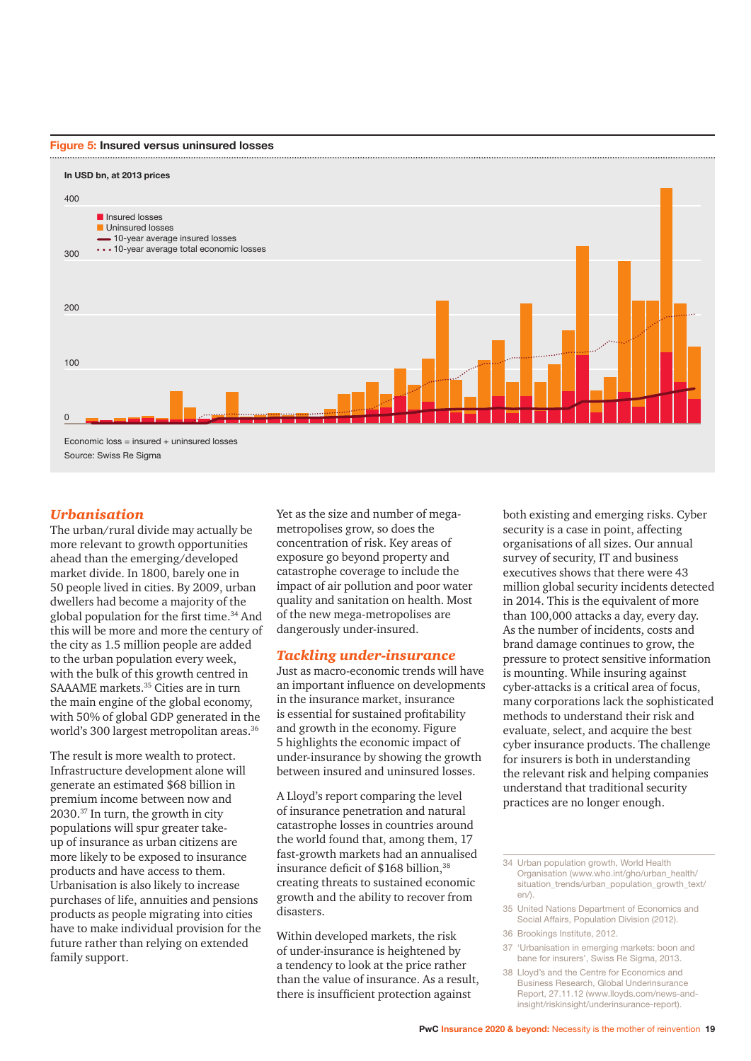**Figure 5: Insured versus uninsured losses**

In USD bn, at 2013 prices

- Insured losses
- Uninsured losses
- 10-year average insured losses
- 10-year average total economic losses

Economic loss = insured + uninsured losses

Source: Swiss Re Sigma

## *Urbanisation*

The urban/rural divide may actually be more relevant to growth opportunities ahead than the emerging/developed market divide. In 1800, barely one in 50 people lived in cities. By 2009, urban dwellers had become a majority of the global population for the first time.[34] And this will be more and more the century of the city as 1.5 million people are added to the urban population every week, with the bulk of this growth centred in SAAAME markets.[35] Cities are in turn the main engine of the global economy, with 50% of global GDP generated in the world's 300 largest metropolitan areas.[36]

The result is more wealth to protect. Infrastructure development alone will generate an estimated $68 billion in premium income between now and 2030.[37] In turn, the growth in city populations will spur greater take-up of insurance as urban citizens are more likely to be exposed to insurance products and have access to them. Urbanisation is also likely to increase purchases of life, annuities and pensions products as people migrating into cities have to make individual provision for the future rather than relying on extended family support.

Yet as the size and number of mega-metropolises grow, so does the concentration of risk. Key areas of exposure go beyond property and catastrophe coverage to include the impact of air pollution and poor water quality and sanitation on health. Most of the new mega-metropolises are dangerously under-insured.

## *Tackling under-insurance*

Just as macro-economic trends will have an important influence on developments in the insurance market, insurance is essential for sustained profitability and growth in the economy. Figure 5 highlights the economic impact of under-insurance by showing the growth between insured and uninsured losses.

A Lloyd's report comparing the level of insurance penetration and natural catastrophe losses in countries around the world found that, among them, 17 fast-growth markets had an annualised insurance deficit of $168 billion,[38] creating threats to sustained economic growth and the ability to recover from disasters.

Within developed markets, the risk of under-insurance is heightened by a tendency to look at the price rather than the value of insurance. As a result, there is insufficient protection against both existing and emerging risks. Cyber security is a case in point, affecting organisations of all sizes. Our annual survey of security, IT and business executives shows that there were 43 million global security incidents detected in 2014. This is the equivalent of more than 100,000 attacks a day, every day. As the number of incidents, costs and brand damage continues to grow, the pressure to protect sensitive information is mounting. While insuring against cyber-attacks is a critical area of focus, many corporations lack the sophisticated methods to understand their risk and evaluate, select, and acquire the best cyber insurance products. The challenge for insurers is both in understanding the relevant risk and helping companies understand that traditional security practices are no longer enough.

---

34 Urban population growth, World Health Organisation (www.who.int/gho/urban_health/situation_trends/urban_population_growth_text/en/).

35 United Nations Department of Economics and Social Affairs, Population Division (2012).

36 Brookings Institute, 2012.

37 'Urbanisation in emerging markets: boon and bane for insurers', Swiss Re Sigma, 2013.

38 Lloyd's and the Centre for Economics and Business Research, Global Underinsurance Report, 27.11.12 (www.lloyds.com/news-and-insight/riskinsight/underinsurance-report).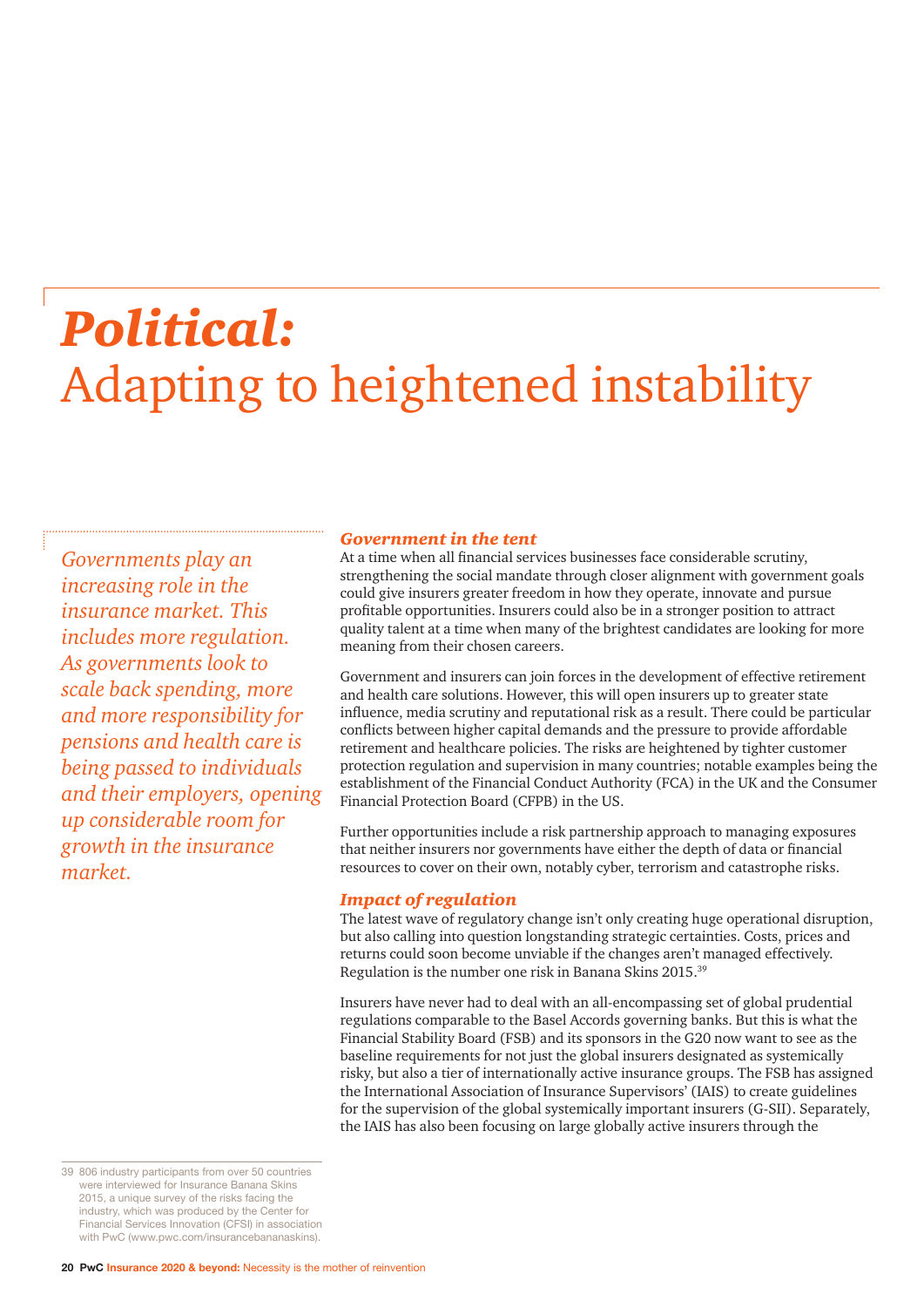# *Political:* Adapting to heightened instability

*Governments play an increasing role in the insurance market. This includes more regulation. As governments look to scale back spending, more and more responsibility for pensions and health care is being passed to individuals and their employers, opening up considerable room for growth in the insurance market.*

### *Government in the tent*

At a time when all financial services businesses face considerable scrutiny, strengthening the social mandate through closer alignment with government goals could give insurers greater freedom in how they operate, innovate and pursue profitable opportunities. Insurers could also be in a stronger position to attract quality talent at a time when many of the brightest candidates are looking for more meaning from their chosen careers.

Government and insurers can join forces in the development of effective retirement and health care solutions. However, this will open insurers up to greater state influence, media scrutiny and reputational risk as a result. There could be particular conflicts between higher capital demands and the pressure to provide affordable retirement and healthcare policies. The risks are heightened by tighter customer protection regulation and supervision in many countries; notable examples being the establishment of the Financial Conduct Authority (FCA) in the UK and the Consumer Financial Protection Board (CFPB) in the US.

Further opportunities include a risk partnership approach to managing exposures that neither insurers nor governments have either the depth of data or financial resources to cover on their own, notably cyber, terrorism and catastrophe risks.

### *Impact of regulation*

The latest wave of regulatory change isn't only creating huge operational disruption, but also calling into question longstanding strategic certainties. Costs, prices and returns could soon become unviable if the changes aren't managed effectively. Regulation is the number one risk in Banana Skins 2015.[39]

Insurers have never had to deal with an all-encompassing set of global prudential regulations comparable to the Basel Accords governing banks. But this is what the Financial Stability Board (FSB) and its sponsors in the G20 now want to see as the baseline requirements for not just the global insurers designated as systemically risky, but also a tier of internationally active insurance groups. The FSB has assigned the International Association of Insurance Supervisors' (IAIS) to create guidelines for the supervision of the global systemically important insurers (G-SII). Separately, the IAIS has also been focusing on large globally active insurers through the

39 806 industry participants from over 50 countries were interviewed for Insurance Banana Skins 2015, a unique survey of the risks facing the industry, which was produced by the Center for Financial Services Innovation (CFSI) in association with PwC (www.pwc.com/insurancebananaskins).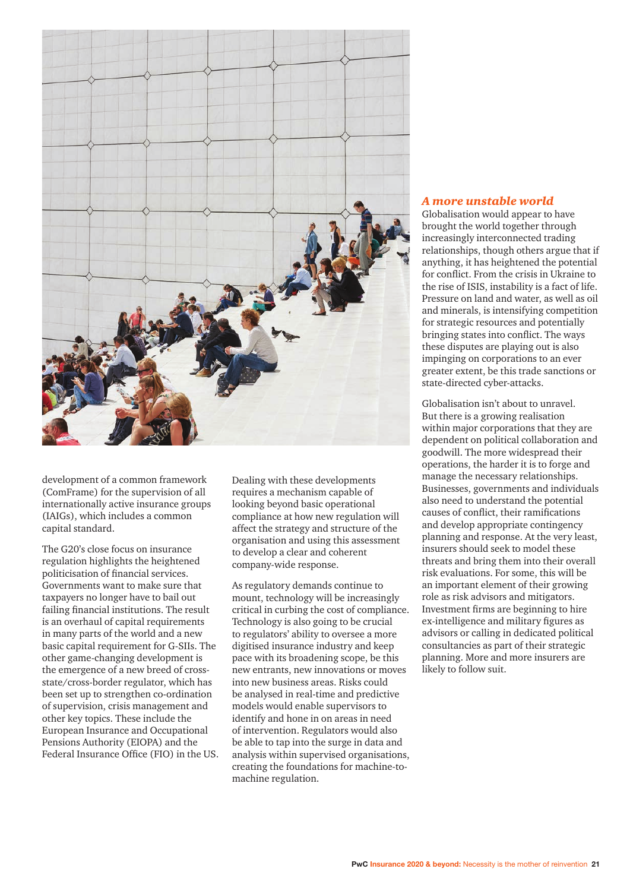development of a common framework (ComFrame) for the supervision of all internationally active insurance groups (IAIGs), which includes a common capital standard.

The G20's close focus on insurance regulation highlights the heightened politicisation of financial services. Governments want to make sure that taxpayers no longer have to bail out failing financial institutions. The result is an overhaul of capital requirements in many parts of the world and a new basic capital requirement for G-SIIs. The other game-changing development is the emergence of a new breed of cross-state/cross-border regulator, which has been set up to strengthen co-ordination of supervision, crisis management and other key topics. These include the European Insurance and Occupational Pensions Authority (EIOPA) and the Federal Insurance Office (FIO) in the US.

Dealing with these developments requires a mechanism capable of looking beyond basic operational compliance at how new regulation will affect the strategy and structure of the organisation and using this assessment to develop a clear and coherent company-wide response.

As regulatory demands continue to mount, technology will be increasingly critical in curbing the cost of compliance. Technology is also going to be crucial to regulators' ability to oversee a more digitised insurance industry and keep pace with its broadening scope, be this new entrants, new innovations or moves into new business areas. Risks could be analysed in real-time and predictive models would enable supervisors to identify and hone in on areas in need of intervention. Regulators would also be able to tap into the surge in data and analysis within supervised organisations, creating the foundations for machine-to-machine regulation.

### *A more unstable world*

Globalisation would appear to have brought the world together through increasingly interconnected trading relationships, though others argue that if anything, it has heightened the potential for conflict. From the crisis in Ukraine to the rise of ISIS, instability is a fact of life. Pressure on land and water, as well as oil and minerals, is intensifying competition for strategic resources and potentially bringing states into conflict. The ways these disputes are playing out is also impinging on corporations to an ever greater extent, be this trade sanctions or state-directed cyber-attacks.

Globalisation isn't about to unravel. But there is a growing realisation within major corporations that they are dependent on political collaboration and goodwill. The more widespread their operations, the harder it is to forge and manage the necessary relationships. Businesses, governments and individuals also need to understand the potential causes of conflict, their ramifications and develop appropriate contingency planning and response. At the very least, insurers should seek to model these threats and bring them into their overall risk evaluations. For some, this will be an important element of their growing role as risk advisors and mitigators. Investment firms are beginning to hire ex-intelligence and military figures as advisors or calling in dedicated political consultancies as part of their strategic planning. More and more insurers are likely to follow suit.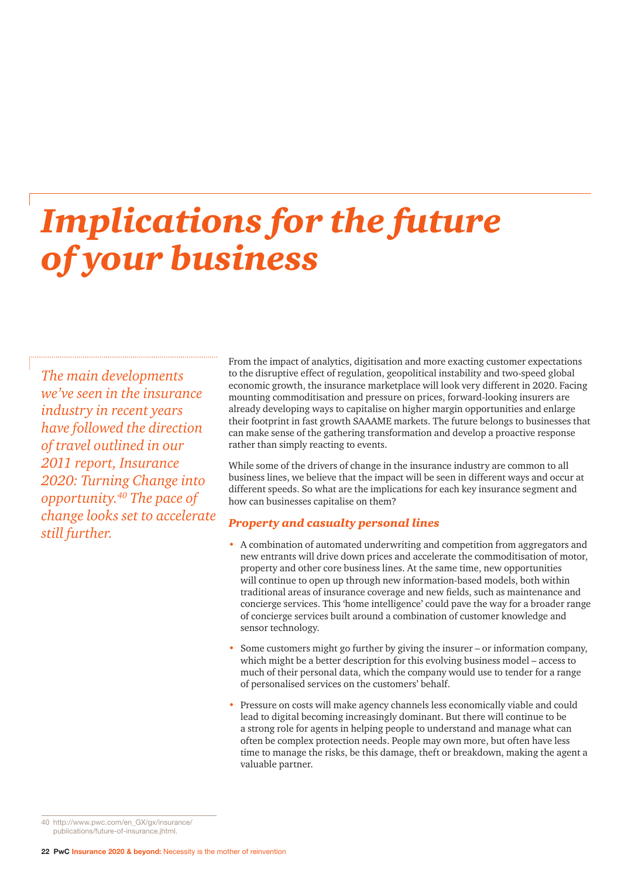# *Implications for the future of your business*

*The main developments we've seen in the insurance industry in recent years have followed the direction of travel outlined in our 2011 report, Insurance 2020: Turning Change into opportunity.[40] The pace of change looks set to accelerate still further.*

From the impact of analytics, digitisation and more exacting customer expectations to the disruptive effect of regulation, geopolitical instability and two-speed global economic growth, the insurance marketplace will look very different in 2020. Facing mounting commoditisation and pressure on prices, forward-looking insurers are already developing ways to capitalise on higher margin opportunities and enlarge their footprint in fast growth SAAAME markets. The future belongs to businesses that can make sense of the gathering transformation and develop a proactive response rather than simply reacting to events.

While some of the drivers of change in the insurance industry are common to all business lines, we believe that the impact will be seen in different ways and occur at different speeds. So what are the implications for each key insurance segment and how can businesses capitalise on them?

### *Property and casualty personal lines*

- A combination of automated underwriting and competition from aggregators and new entrants will drive down prices and accelerate the commoditisation of motor, property and other core business lines. At the same time, new opportunities will continue to open up through new information-based models, both within traditional areas of insurance coverage and new fields, such as maintenance and concierge services. This 'home intelligence' could pave the way for a broader range of concierge services built around a combination of customer knowledge and sensor technology.
- Some customers might go further by giving the insurer – or information company, which might be a better description for this evolving business model – access to much of their personal data, which the company would use to tender for a range of personalised services on the customers' behalf.
- Pressure on costs will make agency channels less economically viable and could lead to digital becoming increasingly dominant. But there will continue to be a strong role for agents in helping people to understand and manage what can often be complex protection needs. People may own more, but often have less time to manage the risks, be this damage, theft or breakdown, making the agent a valuable partner.

40 http://www.pwc.com/en_GX/gx/insurance/publications/future-of-insurance.jhtml.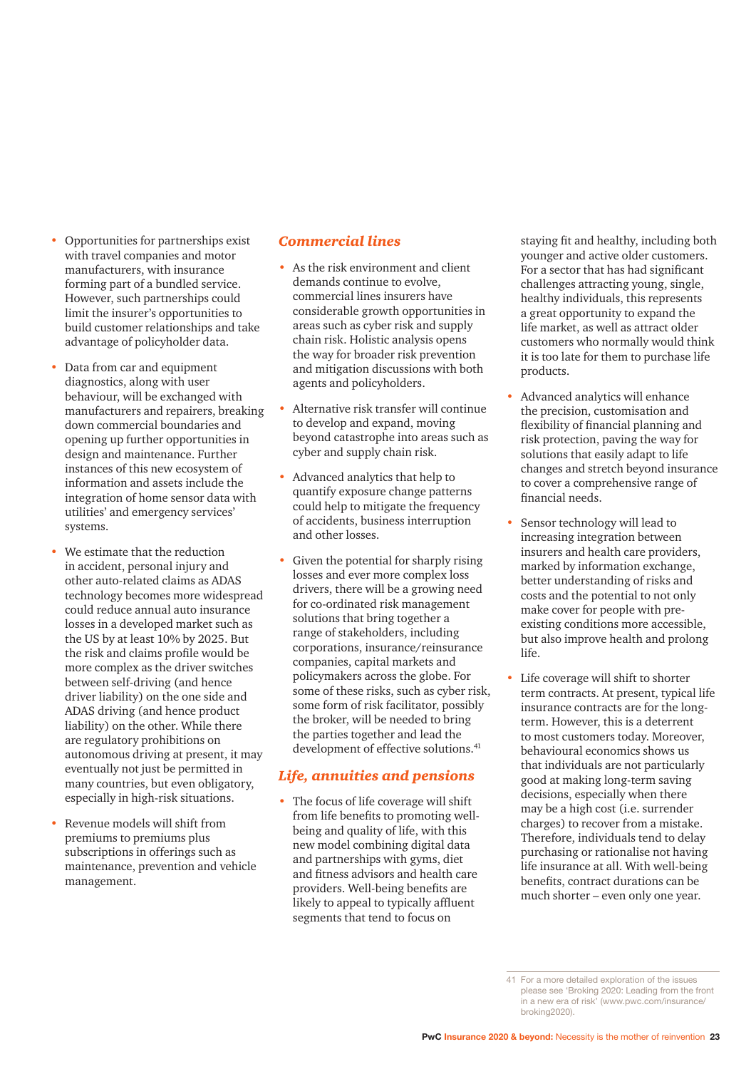- Opportunities for partnerships exist with travel companies and motor manufacturers, with insurance forming part of a bundled service. However, such partnerships could limit the insurer's opportunities to build customer relationships and take advantage of policyholder data.
- Data from car and equipment diagnostics, along with user behaviour, will be exchanged with manufacturers and repairers, breaking down commercial boundaries and opening up further opportunities in design and maintenance. Further instances of this new ecosystem of information and assets include the integration of home sensor data with utilities' and emergency services' systems.
- We estimate that the reduction in accident, personal injury and other auto-related claims as ADAS technology becomes more widespread could reduce annual auto insurance losses in a developed market such as the US by at least 10% by 2025. But the risk and claims profile would be more complex as the driver switches between self-driving (and hence driver liability) on the one side and ADAS driving (and hence product liability) on the other. While there are regulatory prohibitions on autonomous driving at present, it may eventually not just be permitted in many countries, but even obligatory, especially in high-risk situations.
- Revenue models will shift from premiums to premiums plus subscriptions in offerings such as maintenance, prevention and vehicle management.

## *Commercial lines*

- As the risk environment and client demands continue to evolve, commercial lines insurers have considerable growth opportunities in areas such as cyber risk and supply chain risk. Holistic analysis opens the way for broader risk prevention and mitigation discussions with both agents and policyholders.
- Alternative risk transfer will continue to develop and expand, moving beyond catastrophe into areas such as cyber and supply chain risk.
- Advanced analytics that help to quantify exposure change patterns could help to mitigate the frequency of accidents, business interruption and other losses.
- Given the potential for sharply rising losses and ever more complex loss drivers, there will be a growing need for co-ordinated risk management solutions that bring together a range of stakeholders, including corporations, insurance/reinsurance companies, capital markets and policymakers across the globe. For some of these risks, such as cyber risk, some form of risk facilitator, possibly the broker, will be needed to bring the parties together and lead the development of effective solutions.[41]

## *Life, annuities and pensions*

- The focus of life coverage will shift from life benefits to promoting well-being and quality of life, with this new model combining digital data and partnerships with gyms, diet and fitness advisors and health care providers. Well-being benefits are likely to appeal to typically affluent segments that tend to focus on staying fit and healthy, including both younger and active older customers. For a sector that has had significant challenges attracting young, single, healthy individuals, this represents a great opportunity to expand the life market, as well as attract older customers who normally would think it is too late for them to purchase life products.
- Advanced analytics will enhance the precision, customisation and flexibility of financial planning and risk protection, paving the way for solutions that easily adapt to life changes and stretch beyond insurance to cover a comprehensive range of financial needs.
- Sensor technology will lead to increasing integration between insurers and health care providers, marked by information exchange, better understanding of risks and costs and the potential to not only make cover for people with pre-existing conditions more accessible, but also improve health and prolong life.
- Life coverage will shift to shorter term contracts. At present, typical life insurance contracts are for the long-term. However, this is a deterrent to most customers today. Moreover, behavioural economics shows us that individuals are not particularly good at making long-term saving decisions, especially when there may be a high cost (i.e. surrender charges) to recover from a mistake. Therefore, individuals tend to delay purchasing or rationalise not having life insurance at all. With well-being benefits, contract durations can be much shorter – even only one year.

---

41 For a more detailed exploration of the issues please see 'Broking 2020: Leading from the front in a new era of risk' (www.pwc.com/insurance/broking2020).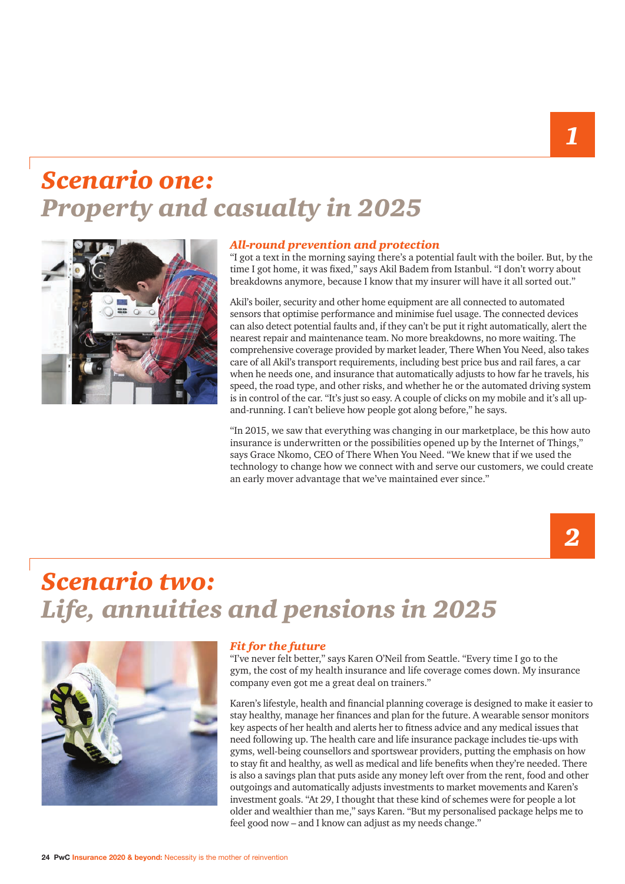1

# Scenario one: Property and casualty in 2025

### *All-round prevention and protection*

"I got a text in the morning saying there's a potential fault with the boiler. But, by the time I got home, it was fixed," says Akil Badem from Istanbul. "I don't worry about breakdowns anymore, because I know that my insurer will have it all sorted out."

Akil's boiler, security and other home equipment are all connected to automated sensors that optimise performance and minimise fuel usage. The connected devices can also detect potential faults and, if they can't be put it right automatically, alert the nearest repair and maintenance team. No more breakdowns, no more waiting. The comprehensive coverage provided by market leader, There When You Need, also takes care of all Akil's transport requirements, including best price bus and rail fares, a car when he needs one, and insurance that automatically adjusts to how far he travels, his speed, the road type, and other risks, and whether he or the automated driving system is in control of the car. "It's just so easy. A couple of clicks on my mobile and it's all up-and-running. I can't believe how people got along before," he says.

"In 2015, we saw that everything was changing in our marketplace, be this how auto insurance is underwritten or the possibilities opened up by the Internet of Things," says Grace Nkomo, CEO of There When You Need. "We knew that if we used the technology to change how we connect with and serve our customers, we could create an early mover advantage that we've maintained ever since."

2

# Scenario two: Life, annuities and pensions in 2025

### *Fit for the future*

"I've never felt better," says Karen O'Neil from Seattle. "Every time I go to the gym, the cost of my health insurance and life coverage comes down. My insurance company even got me a great deal on trainers."

Karen's lifestyle, health and financial planning coverage is designed to make it easier to stay healthy, manage her finances and plan for the future. A wearable sensor monitors key aspects of her health and alerts her to fitness advice and any medical issues that need following up. The health care and life insurance package includes tie-ups with gyms, well-being counsellors and sportswear providers, putting the emphasis on how to stay fit and healthy, as well as medical and life benefits when they're needed. There is also a savings plan that puts aside any money left over from the rent, food and other outgoings and automatically adjusts investments to market movements and Karen's investment goals. "At 29, I thought that these kind of schemes were for people a lot older and wealthier than me," says Karen. "But my personalised package helps me to feel good now – and I know can adjust as my needs change."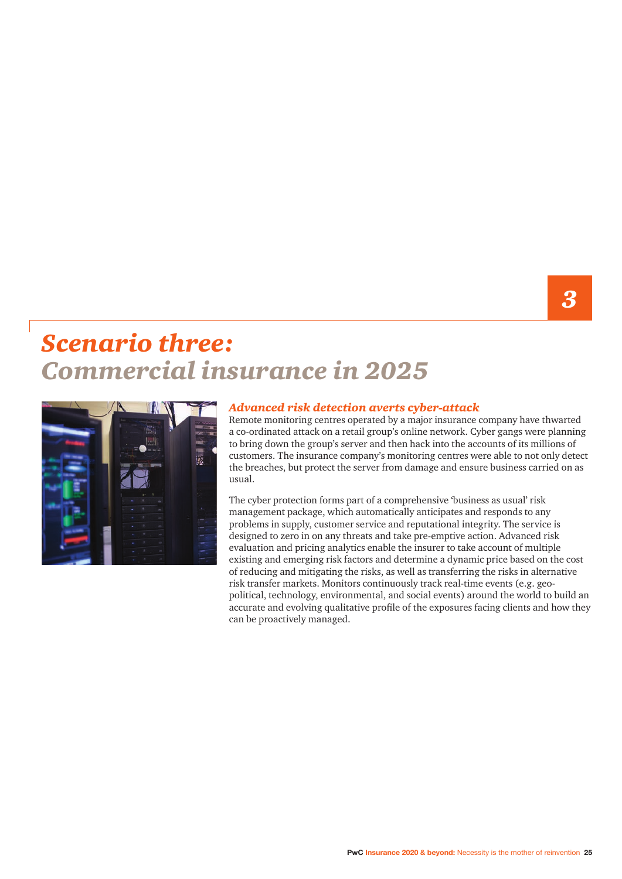3

# *Scenario three: Commercial insurance in 2025*

### *Advanced risk detection averts cyber-attack*

Remote monitoring centres operated by a major insurance company have thwarted a co-ordinated attack on a retail group's online network. Cyber gangs were planning to bring down the group's server and then hack into the accounts of its millions of customers. The insurance company's monitoring centres were able to not only detect the breaches, but protect the server from damage and ensure business carried on as usual.

The cyber protection forms part of a comprehensive 'business as usual' risk management package, which automatically anticipates and responds to any problems in supply, customer service and reputational integrity. The service is designed to zero in on any threats and take pre-emptive action. Advanced risk evaluation and pricing analytics enable the insurer to take account of multiple existing and emerging risk factors and determine a dynamic price based on the cost of reducing and mitigating the risks, as well as transferring the risks in alternative risk transfer markets. Monitors continuously track real-time events (e.g. geo-political, technology, environmental, and social events) around the world to build an accurate and evolving qualitative profile of the exposures facing clients and how they can be proactively managed.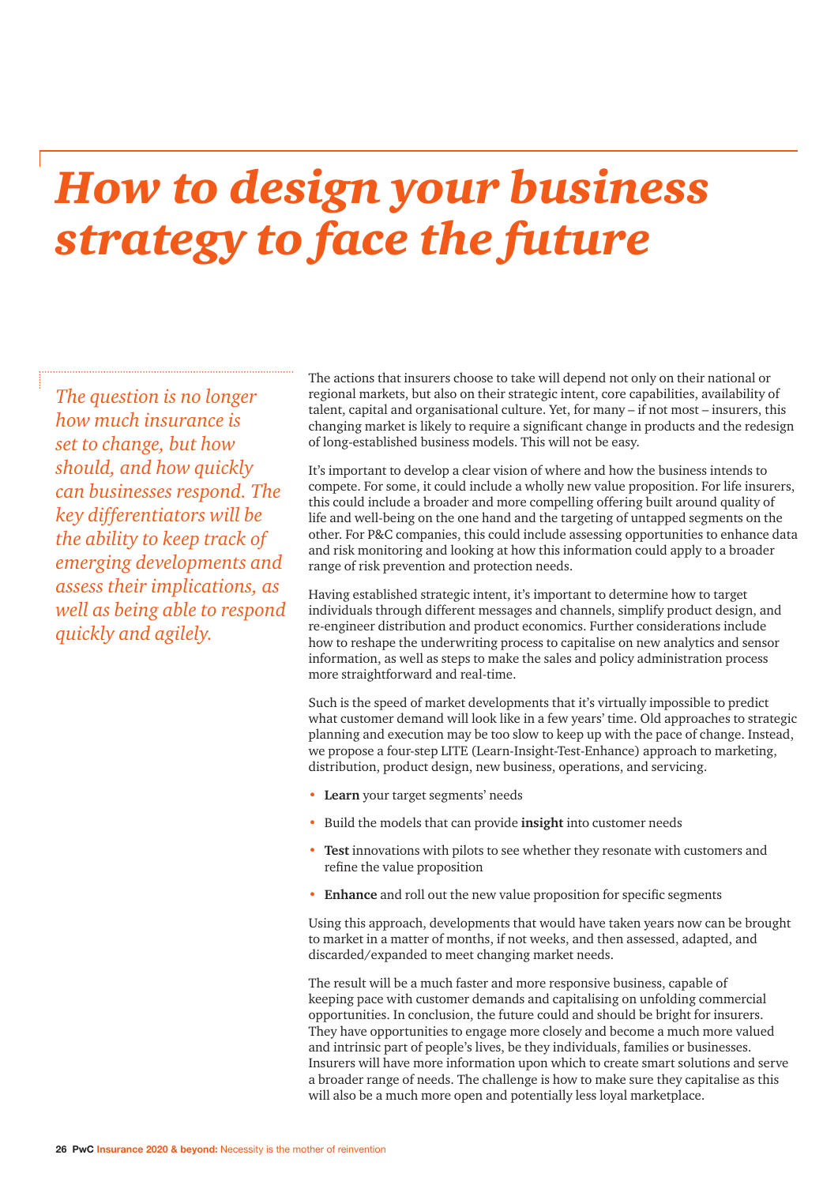# *How to design your business strategy to face the future*

*The question is no longer how much insurance is set to change, but how should, and how quickly can businesses respond. The key differentiators will be the ability to keep track of emerging developments and assess their implications, as well as being able to respond quickly and agilely.*

The actions that insurers choose to take will depend not only on their national or regional markets, but also on their strategic intent, core capabilities, availability of talent, capital and organisational culture. Yet, for many – if not most – insurers, this changing market is likely to require a significant change in products and the redesign of long-established business models. This will not be easy.

It's important to develop a clear vision of where and how the business intends to compete. For some, it could include a wholly new value proposition. For life insurers, this could include a broader and more compelling offering built around quality of life and well-being on the one hand and the targeting of untapped segments on the other. For P&C companies, this could include assessing opportunities to enhance data and risk monitoring and looking at how this information could apply to a broader range of risk prevention and protection needs.

Having established strategic intent, it's important to determine how to target individuals through different messages and channels, simplify product design, and re-engineer distribution and product economics. Further considerations include how to reshape the underwriting process to capitalise on new analytics and sensor information, as well as steps to make the sales and policy administration process more straightforward and real-time.

Such is the speed of market developments that it's virtually impossible to predict what customer demand will look like in a few years' time. Old approaches to strategic planning and execution may be too slow to keep up with the pace of change. Instead, we propose a four-step LITE (Learn-Insight-Test-Enhance) approach to marketing, distribution, product design, new business, operations, and servicing.

- **Learn** your target segments' needs
- Build the models that can provide **insight** into customer needs
- **Test** innovations with pilots to see whether they resonate with customers and refine the value proposition
- **Enhance** and roll out the new value proposition for specific segments

Using this approach, developments that would have taken years now can be brought to market in a matter of months, if not weeks, and then assessed, adapted, and discarded/expanded to meet changing market needs.

The result will be a much faster and more responsive business, capable of keeping pace with customer demands and capitalising on unfolding commercial opportunities. In conclusion, the future could and should be bright for insurers. They have opportunities to engage more closely and become a much more valued and intrinsic part of people's lives, be they individuals, families or businesses. Insurers will have more information upon which to create smart solutions and serve a broader range of needs. The challenge is how to make sure they capitalise as this will also be a much more open and potentially less loyal marketplace.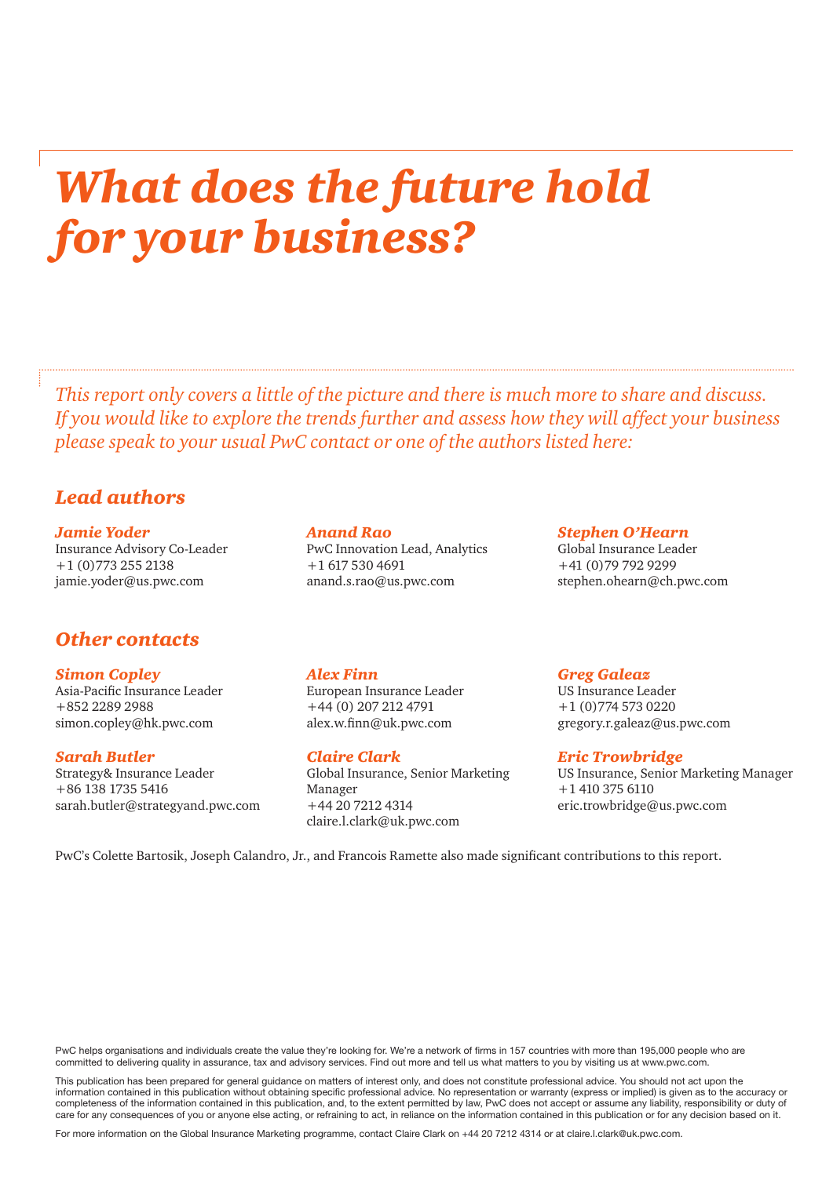# *What does the future hold for your business?*

*This report only covers a little of the picture and there is much more to share and discuss. If you would like to explore the trends further and assess how they will affect your business please speak to your usual PwC contact or one of the authors listed here:*

## *Lead authors*

***Jamie Yoder***
Insurance Advisory Co-Leader
+1 (0)773 255 2138
jamie.yoder@us.pwc.com

***Anand Rao***
PwC Innovation Lead, Analytics
+1 617 530 4691
anand.s.rao@us.pwc.com

***Stephen O'Hearn***
Global Insurance Leader
+41 (0)79 792 9299
stephen.ohearn@ch.pwc.com

## *Other contacts*

***Simon Copley***
Asia-Pacific Insurance Leader
+852 2289 2988
simon.copley@hk.pwc.com

***Alex Finn***
European Insurance Leader
+44 (0) 207 212 4791
alex.w.finn@uk.pwc.com

***Greg Galeaz***
US Insurance Leader
+1 (0)774 573 0220
gregory.r.galeaz@us.pwc.com

***Sarah Butler***
Strategy& Insurance Leader
+86 138 1735 5416
sarah.butler@strategyand.pwc.com

***Claire Clark***
Global Insurance, Senior Marketing Manager
+44 20 7212 4314
claire.l.clark@uk.pwc.com

***Eric Trowbridge***
US Insurance, Senior Marketing Manager
+1 410 375 6110
eric.trowbridge@us.pwc.com

PwC's Colette Bartosik, Joseph Calandro, Jr., and Francois Ramette also made significant contributions to this report.

PwC helps organisations and individuals create the value they're looking for. We're a network of firms in 157 countries with more than 195,000 people who are committed to delivering quality in assurance, tax and advisory services. Find out more and tell us what matters to you by visiting us at www.pwc.com.

This publication has been prepared for general guidance on matters of interest only, and does not constitute professional advice. You should not act upon the information contained in this publication without obtaining specific professional advice. No representation or warranty (express or implied) is given as to the accuracy or completeness of the information contained in this publication, and, to the extent permitted by law, PwC does not accept or assume any liability, responsibility or duty of care for any consequences of you or anyone else acting, or refraining to act, in reliance on the information contained in this publication or for any decision based on it.

For more information on the Global Insurance Marketing programme, contact Claire Clark on +44 20 7212 4314 or at claire.l.clark@uk.pwc.com.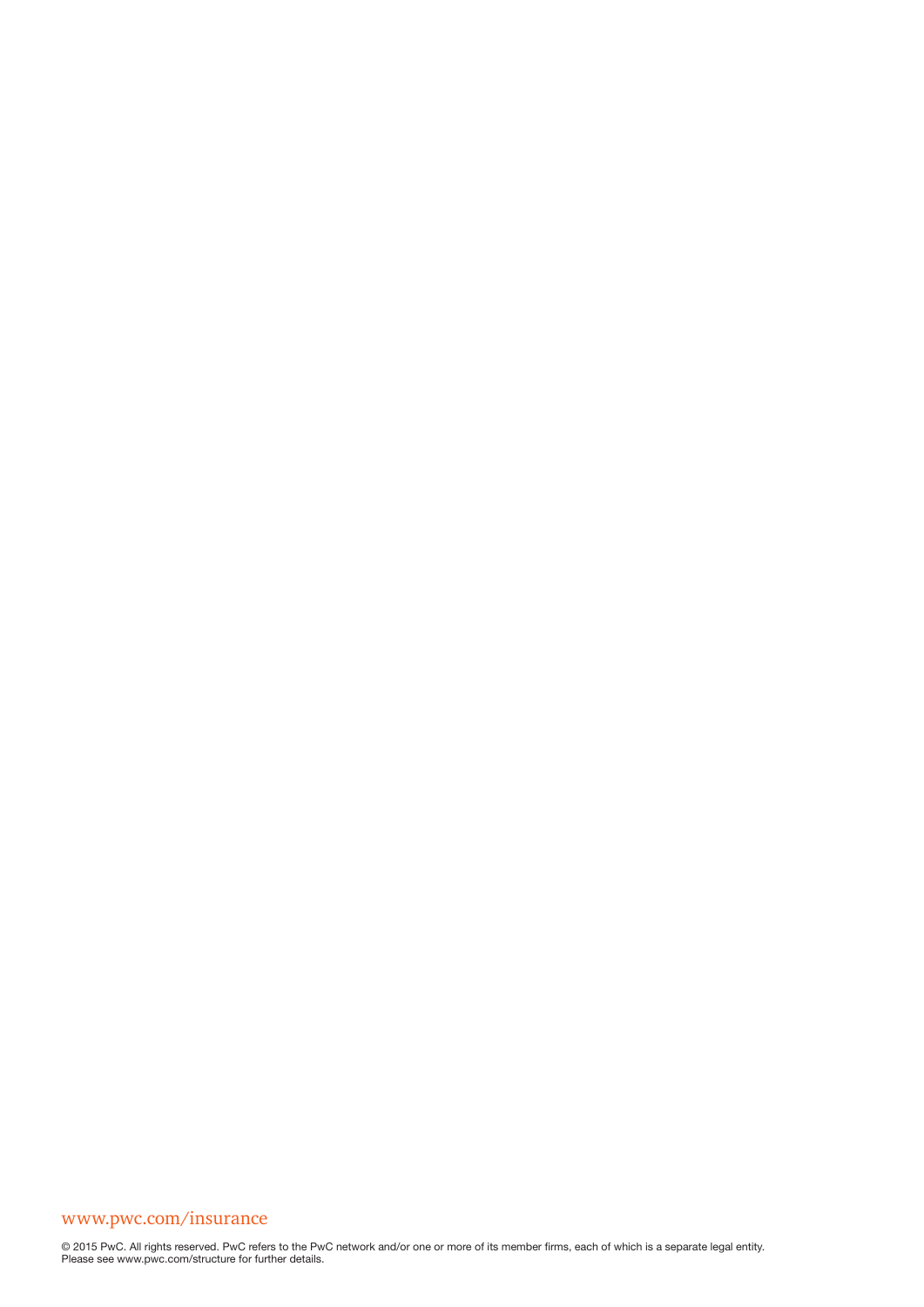www.pwc.com/insurance

© 2015 PwC. All rights reserved. PwC refers to the PwC network and/or one or more of its member firms, each of which is a separate legal entity.
Please see www.pwc.com/structure for further details.